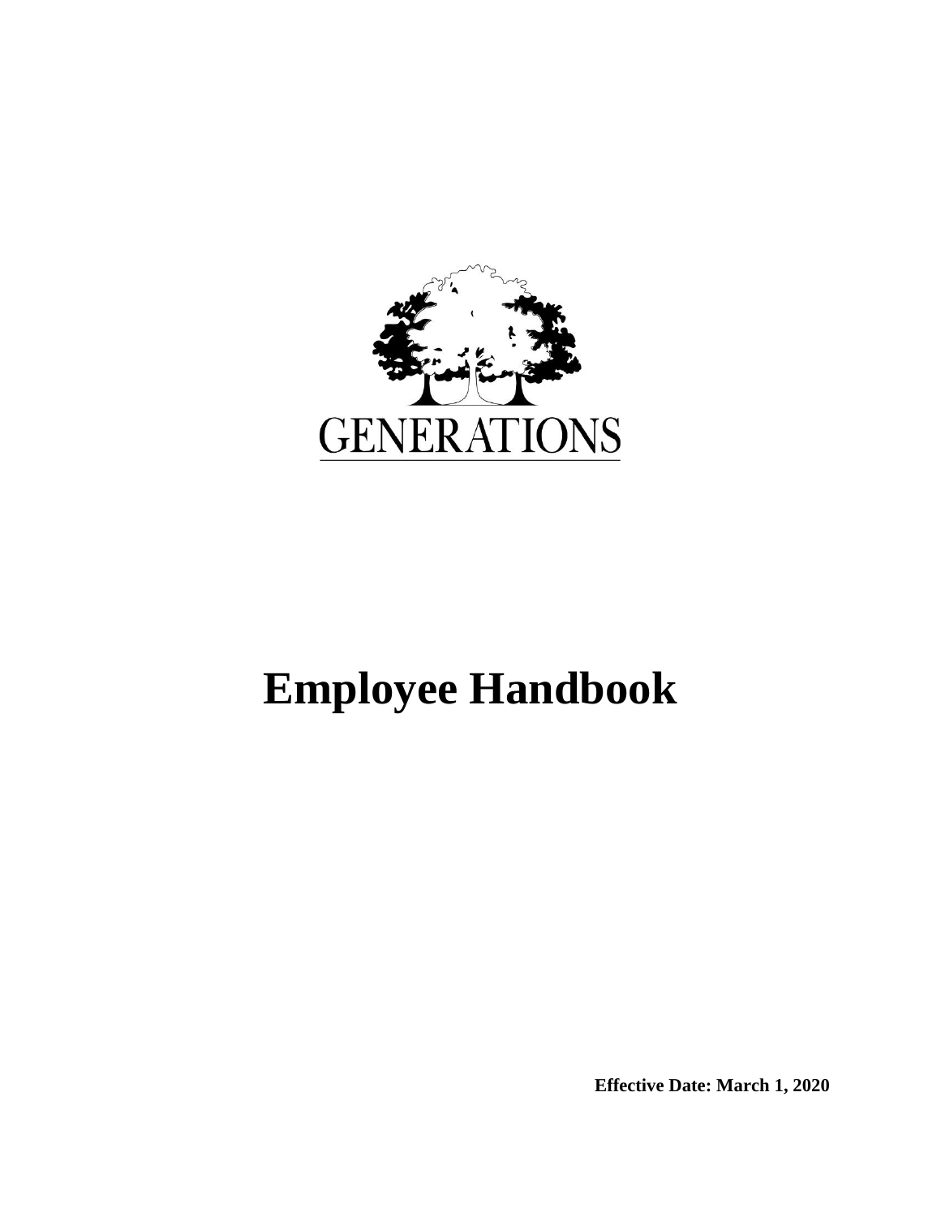GENERATIONS

# Employee Handbook

**Effective Date: March 1, 2020**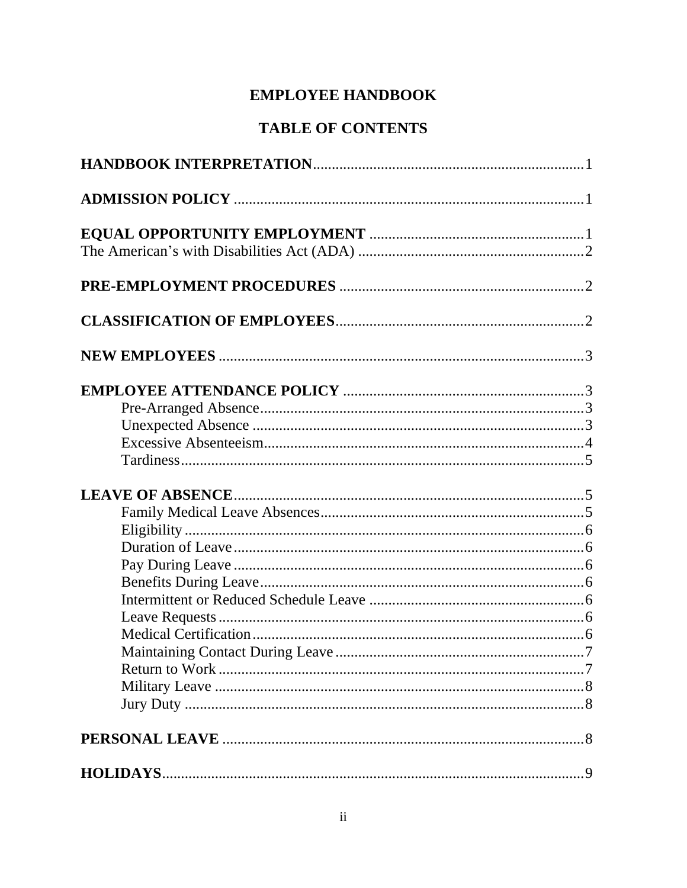# EMPLOYEE HANDBOOK

## TABLE OF CONTENTS

**HANDBOOK INTERPRETATION**........................................................................1

**ADMISSION POLICY**.......................................................................................1

**EQUAL OPPORTUNITY EMPLOYMENT**........................................................1

The American's with Disabilities Act (ADA)..........................................................2

**PRE-EMPLOYMENT PROCEDURES**..............................................................2

**CLASSIFICATION OF EMPLOYEES**...............................................................2

**NEW EMPLOYEES**..........................................................................................3

**EMPLOYEE ATTENDANCE POLICY**.............................................................3

- Pre-Arranged Absence.....................................................................3
- Unexpected Absence.......................................................................3
- Excessive Absenteeism....................................................................4
- Tardiness.......................................................................................5

**LEAVE OF ABSENCE**.....................................................................................5

- Family Medical Leave Absences........................................................5
- Eligibility.......................................................................................6
- Duration of Leave...........................................................................6
- Pay During Leave............................................................................6
- Benefits During Leave.....................................................................6
- Intermittent or Reduced Schedule Leave............................................6
- Leave Requests...............................................................................6
- Medical Certification.......................................................................6
- Maintaining Contact During Leave....................................................7
- Return to Work...............................................................................7
- Military Leave................................................................................8
- Jury Duty.......................................................................................8

**PERSONAL LEAVE**.........................................................................................8

**HOLIDAYS**......................................................................................................9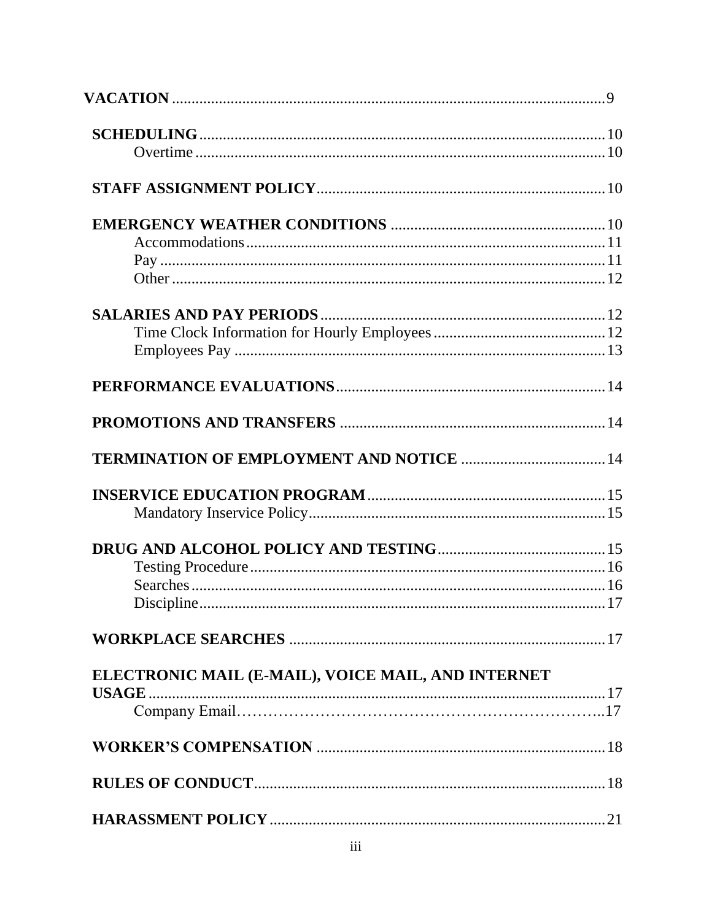**VACATION** ........................................................................................................ 9

**SCHEDULING** ........................................................................................................ 10
- Overtime ........................................................................................................ 10

**STAFF ASSIGNMENT POLICY** ........................................................................................................ 10

**EMERGENCY WEATHER CONDITIONS** ........................................................................................................ 10
- Accommodations ........................................................................................................ 11
- Pay ........................................................................................................ 11
- Other ........................................................................................................ 12

**SALARIES AND PAY PERIODS** ........................................................................................................ 12
- Time Clock Information for Hourly Employees ........................................................................................................ 12
- Employees Pay ........................................................................................................ 13

**PERFORMANCE EVALUATIONS** ........................................................................................................ 14

**PROMOTIONS AND TRANSFERS** ........................................................................................................ 14

**TERMINATION OF EMPLOYMENT AND NOTICE** ........................................................................................................ 14

**INSERVICE EDUCATION PROGRAM** ........................................................................................................ 15
- Mandatory Inservice Policy ........................................................................................................ 15

**DRUG AND ALCOHOL POLICY AND TESTING** ........................................................................................................ 15
- Testing Procedure ........................................................................................................ 16
- Searches ........................................................................................................ 16
- Discipline ........................................................................................................ 17

**WORKPLACE SEARCHES** ........................................................................................................ 17

**ELECTRONIC MAIL (E-MAIL), VOICE MAIL, AND INTERNET USAGE** ........................................................................................................ 17
- Company Email ........................................................................................................ 17

**WORKER'S COMPENSATION** ........................................................................................................ 18

**RULES OF CONDUCT** ........................................................................................................ 18

**HARASSMENT POLICY** ........................................................................................................ 21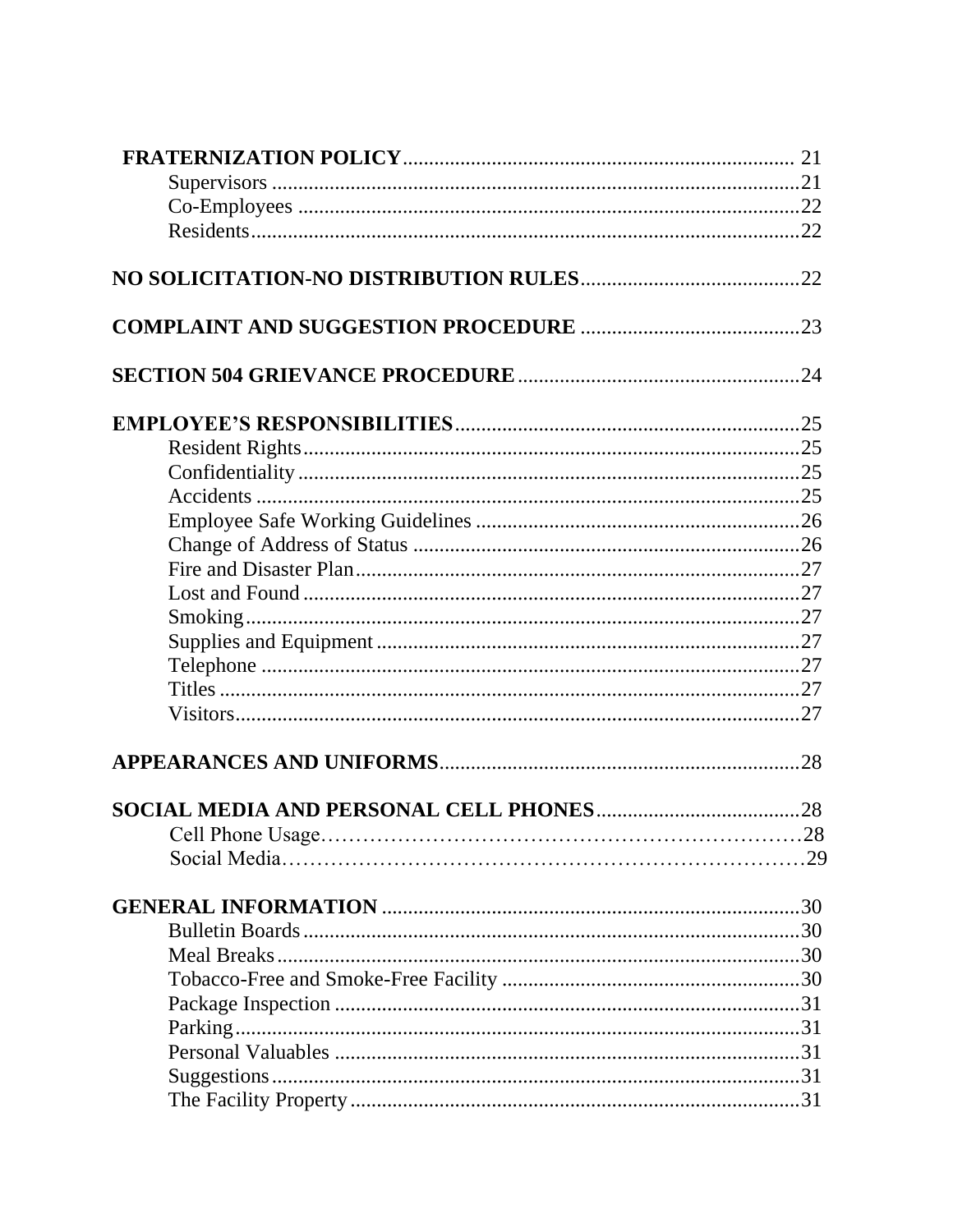**FRATERNIZATION POLICY** .......................................................................... 21
- Supervisors .................................................................................................21
- Co-Employees ............................................................................................22
- Residents.....................................................................................................22

**NO SOLICITATION-NO DISTRIBUTION RULES**..........................................22

**COMPLAINT AND SUGGESTION PROCEDURE** ..........................................23

**SECTION 504 GRIEVANCE PROCEDURE**......................................................24

**EMPLOYEE'S RESPONSIBILITIES**.................................................................25
- Resident Rights............................................................................................25
- Confidentiality .............................................................................................25
- Accidents .....................................................................................................25
- Employee Safe Working Guidelines ............................................................26
- Change of Address of Status ........................................................................26
- Fire and Disaster Plan...................................................................................27
- Lost and Found .............................................................................................27
- Smoking........................................................................................................27
- Supplies and Equipment ...............................................................................27
- Telephone .....................................................................................................27
- Titles .............................................................................................................27
- Visitors..........................................................................................................27

**APPEARANCES AND UNIFORMS**....................................................................28

**SOCIAL MEDIA AND PERSONAL CELL PHONES**.......................................28
- Cell Phone Usage…………………………………………………………28
- Social Media………………………………………………………………29

**GENERAL INFORMATION** ...............................................................................30
- Bulletin Boards..............................................................................................30
- Meal Breaks...................................................................................................30
- Tobacco-Free and Smoke-Free Facility ........................................................30
- Package Inspection ........................................................................................31
- Parking...........................................................................................................31
- Personal Valuables ........................................................................................31
- Suggestions....................................................................................................31
- The Facility Property.....................................................................................31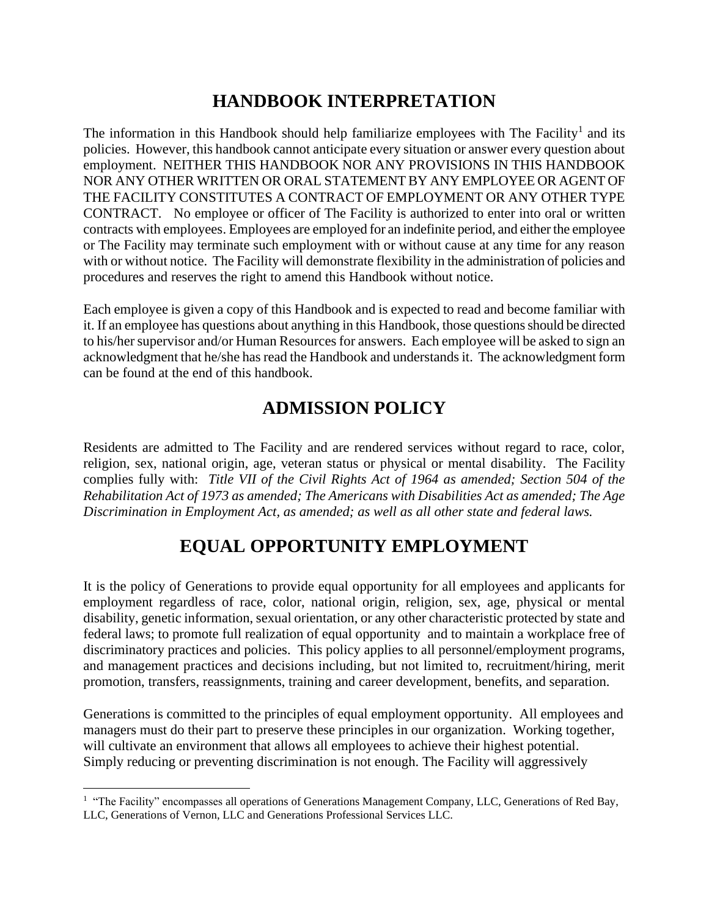# HANDBOOK INTERPRETATION

The information in this Handbook should help familiarize employees with The Facility[1] and its policies. However, this handbook cannot anticipate every situation or answer every question about employment. NEITHER THIS HANDBOOK NOR ANY PROVISIONS IN THIS HANDBOOK NOR ANY OTHER WRITTEN OR ORAL STATEMENT BY ANY EMPLOYEE OR AGENT OF THE FACILITY CONSTITUTES A CONTRACT OF EMPLOYMENT OR ANY OTHER TYPE CONTRACT. No employee or officer of The Facility is authorized to enter into oral or written contracts with employees. Employees are employed for an indefinite period, and either the employee or The Facility may terminate such employment with or without cause at any time for any reason with or without notice. The Facility will demonstrate flexibility in the administration of policies and procedures and reserves the right to amend this Handbook without notice.

Each employee is given a copy of this Handbook and is expected to read and become familiar with it. If an employee has questions about anything in this Handbook, those questions should be directed to his/her supervisor and/or Human Resources for answers. Each employee will be asked to sign an acknowledgment that he/she has read the Handbook and understands it. The acknowledgment form can be found at the end of this handbook.

# ADMISSION POLICY

Residents are admitted to The Facility and are rendered services without regard to race, color, religion, sex, national origin, age, veteran status or physical or mental disability. The Facility complies fully with: *Title VII of the Civil Rights Act of 1964 as amended; Section 504 of the Rehabilitation Act of 1973 as amended; The Americans with Disabilities Act as amended; The Age Discrimination in Employment Act, as amended; as well as all other state and federal laws.*

# EQUAL OPPORTUNITY EMPLOYMENT

It is the policy of Generations to provide equal opportunity for all employees and applicants for employment regardless of race, color, national origin, religion, sex, age, physical or mental disability, genetic information, sexual orientation, or any other characteristic protected by state and federal laws; to promote full realization of equal opportunity and to maintain a workplace free of discriminatory practices and policies. This policy applies to all personnel/employment programs, and management practices and decisions including, but not limited to, recruitment/hiring, merit promotion, transfers, reassignments, training and career development, benefits, and separation.

Generations is committed to the principles of equal employment opportunity. All employees and managers must do their part to preserve these principles in our organization. Working together, will cultivate an environment that allows all employees to achieve their highest potential. Simply reducing or preventing discrimination is not enough. The Facility will aggressively

[1] "The Facility" encompasses all operations of Generations Management Company, LLC, Generations of Red Bay, LLC, Generations of Vernon, LLC and Generations Professional Services LLC.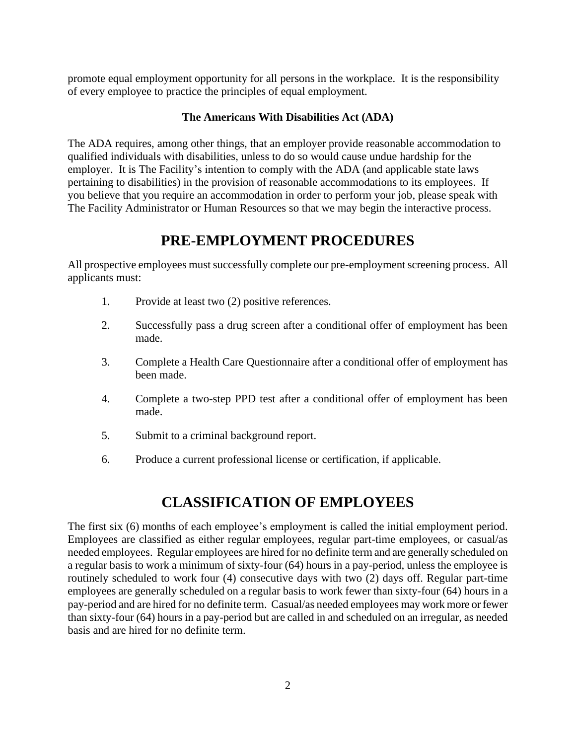promote equal employment opportunity for all persons in the workplace. It is the responsibility of every employee to practice the principles of equal employment.

### The Americans With Disabilities Act (ADA)

The ADA requires, among other things, that an employer provide reasonable accommodation to qualified individuals with disabilities, unless to do so would cause undue hardship for the employer. It is The Facility's intention to comply with the ADA (and applicable state laws pertaining to disabilities) in the provision of reasonable accommodations to its employees. If you believe that you require an accommodation in order to perform your job, please speak with The Facility Administrator or Human Resources so that we may begin the interactive process.

## PRE-EMPLOYMENT PROCEDURES

All prospective employees must successfully complete our pre-employment screening process. All applicants must:

1. Provide at least two (2) positive references.
2. Successfully pass a drug screen after a conditional offer of employment has been made.
3. Complete a Health Care Questionnaire after a conditional offer of employment has been made.
4. Complete a two-step PPD test after a conditional offer of employment has been made.
5. Submit to a criminal background report.
6. Produce a current professional license or certification, if applicable.

## CLASSIFICATION OF EMPLOYEES

The first six (6) months of each employee's employment is called the initial employment period. Employees are classified as either regular employees, regular part-time employees, or casual/as needed employees. Regular employees are hired for no definite term and are generally scheduled on a regular basis to work a minimum of sixty-four (64) hours in a pay-period, unless the employee is routinely scheduled to work four (4) consecutive days with two (2) days off. Regular part-time employees are generally scheduled on a regular basis to work fewer than sixty-four (64) hours in a pay-period and are hired for no definite term. Casual/as needed employees may work more or fewer than sixty-four (64) hours in a pay-period but are called in and scheduled on an irregular, as needed basis and are hired for no definite term.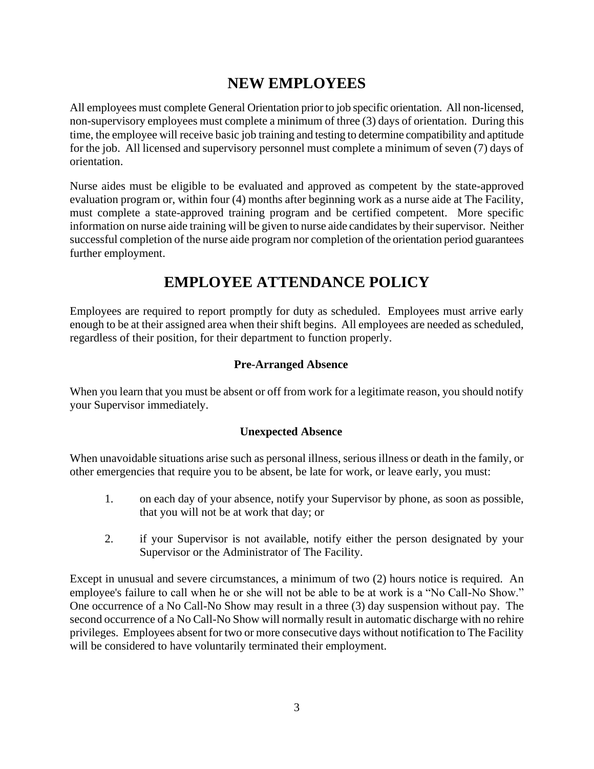## NEW EMPLOYEES

All employees must complete General Orientation prior to job specific orientation. All non-licensed, non-supervisory employees must complete a minimum of three (3) days of orientation. During this time, the employee will receive basic job training and testing to determine compatibility and aptitude for the job. All licensed and supervisory personnel must complete a minimum of seven (7) days of orientation.

Nurse aides must be eligible to be evaluated and approved as competent by the state-approved evaluation program or, within four (4) months after beginning work as a nurse aide at The Facility, must complete a state-approved training program and be certified competent. More specific information on nurse aide training will be given to nurse aide candidates by their supervisor. Neither successful completion of the nurse aide program nor completion of the orientation period guarantees further employment.

## EMPLOYEE ATTENDANCE POLICY

Employees are required to report promptly for duty as scheduled. Employees must arrive early enough to be at their assigned area when their shift begins. All employees are needed as scheduled, regardless of their position, for their department to function properly.

### Pre-Arranged Absence

When you learn that you must be absent or off from work for a legitimate reason, you should notify your Supervisor immediately.

### Unexpected Absence

When unavoidable situations arise such as personal illness, serious illness or death in the family, or other emergencies that require you to be absent, be late for work, or leave early, you must:

1. on each day of your absence, notify your Supervisor by phone, as soon as possible, that you will not be at work that day; or

2. if your Supervisor is not available, notify either the person designated by your Supervisor or the Administrator of The Facility.

Except in unusual and severe circumstances, a minimum of two (2) hours notice is required. An employee's failure to call when he or she will not be able to be at work is a "No Call-No Show." One occurrence of a No Call-No Show may result in a three (3) day suspension without pay. The second occurrence of a No Call-No Show will normally result in automatic discharge with no rehire privileges. Employees absent for two or more consecutive days without notification to The Facility will be considered to have voluntarily terminated their employment.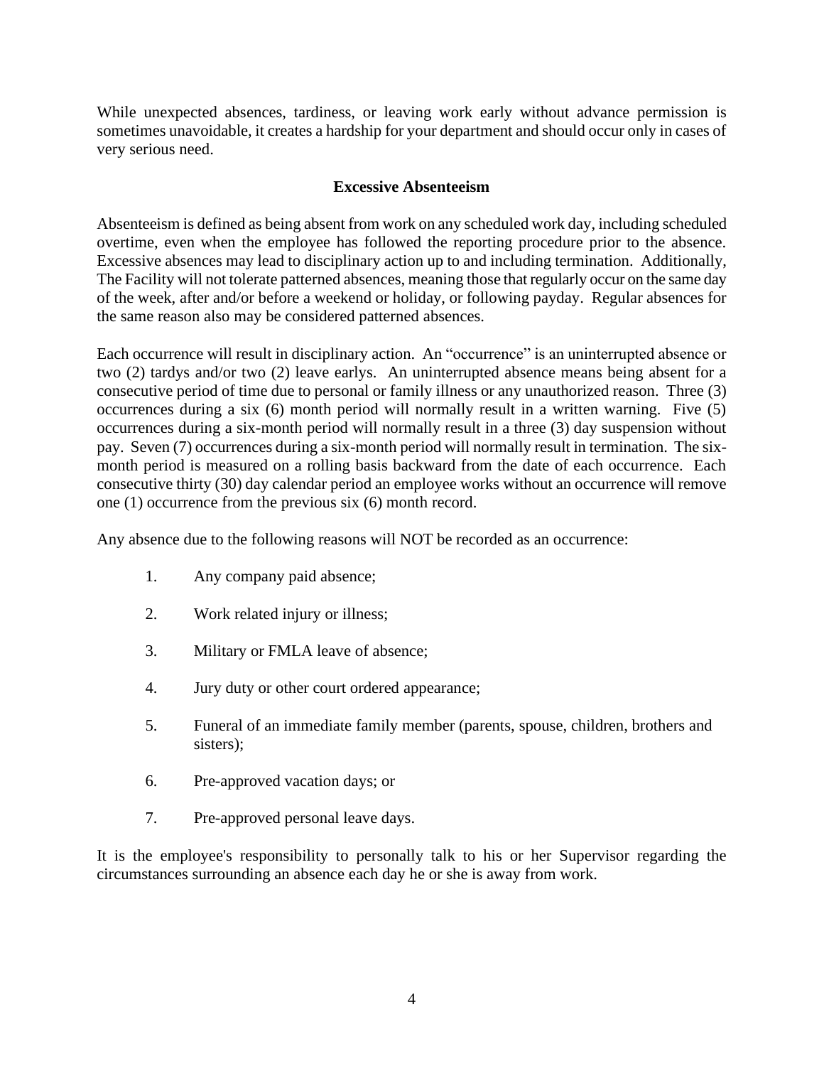While unexpected absences, tardiness, or leaving work early without advance permission is sometimes unavoidable, it creates a hardship for your department and should occur only in cases of very serious need.

## Excessive Absenteeism

Absenteeism is defined as being absent from work on any scheduled work day, including scheduled overtime, even when the employee has followed the reporting procedure prior to the absence. Excessive absences may lead to disciplinary action up to and including termination. Additionally, The Facility will not tolerate patterned absences, meaning those that regularly occur on the same day of the week, after and/or before a weekend or holiday, or following payday. Regular absences for the same reason also may be considered patterned absences.

Each occurrence will result in disciplinary action. An "occurrence" is an uninterrupted absence or two (2) tardys and/or two (2) leave earlys. An uninterrupted absence means being absent for a consecutive period of time due to personal or family illness or any unauthorized reason. Three (3) occurrences during a six (6) month period will normally result in a written warning. Five (5) occurrences during a six-month period will normally result in a three (3) day suspension without pay. Seven (7) occurrences during a six-month period will normally result in termination. The six-month period is measured on a rolling basis backward from the date of each occurrence. Each consecutive thirty (30) day calendar period an employee works without an occurrence will remove one (1) occurrence from the previous six (6) month record.

Any absence due to the following reasons will NOT be recorded as an occurrence:

1. Any company paid absence;
2. Work related injury or illness;
3. Military or FMLA leave of absence;
4. Jury duty or other court ordered appearance;
5. Funeral of an immediate family member (parents, spouse, children, brothers and sisters);
6. Pre-approved vacation days; or
7. Pre-approved personal leave days.

It is the employee's responsibility to personally talk to his or her Supervisor regarding the circumstances surrounding an absence each day he or she is away from work.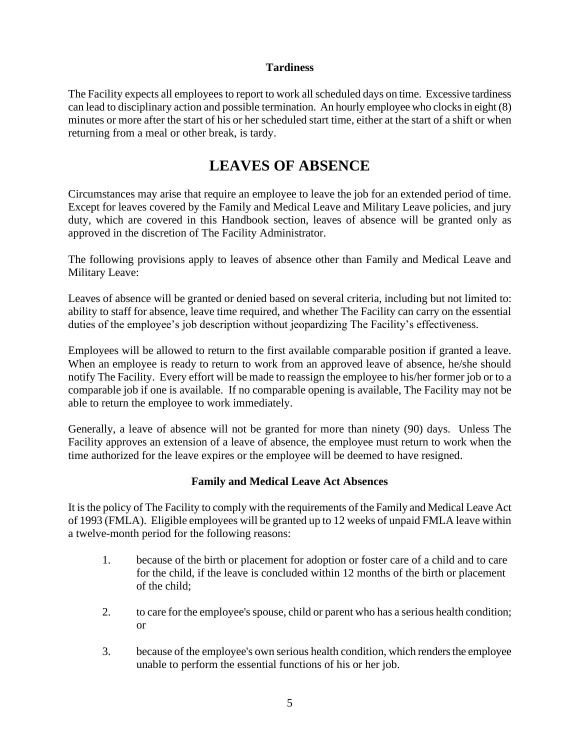### Tardiness

The Facility expects all employees to report to work all scheduled days on time. Excessive tardiness can lead to disciplinary action and possible termination. An hourly employee who clocks in eight (8) minutes or more after the start of his or her scheduled start time, either at the start of a shift or when returning from a meal or other break, is tardy.

# LEAVES OF ABSENCE

Circumstances may arise that require an employee to leave the job for an extended period of time. Except for leaves covered by the Family and Medical Leave and Military Leave policies, and jury duty, which are covered in this Handbook section, leaves of absence will be granted only as approved in the discretion of The Facility Administrator.

The following provisions apply to leaves of absence other than Family and Medical Leave and Military Leave:

Leaves of absence will be granted or denied based on several criteria, including but not limited to: ability to staff for absence, leave time required, and whether The Facility can carry on the essential duties of the employee's job description without jeopardizing The Facility's effectiveness.

Employees will be allowed to return to the first available comparable position if granted a leave. When an employee is ready to return to work from an approved leave of absence, he/she should notify The Facility. Every effort will be made to reassign the employee to his/her former job or to a comparable job if one is available. If no comparable opening is available, The Facility may not be able to return the employee to work immediately.

Generally, a leave of absence will not be granted for more than ninety (90) days. Unless The Facility approves an extension of a leave of absence, the employee must return to work when the time authorized for the leave expires or the employee will be deemed to have resigned.

### Family and Medical Leave Act Absences

It is the policy of The Facility to comply with the requirements of the Family and Medical Leave Act of 1993 (FMLA). Eligible employees will be granted up to 12 weeks of unpaid FMLA leave within a twelve-month period for the following reasons:

1. because of the birth or placement for adoption or foster care of a child and to care for the child, if the leave is concluded within 12 months of the birth or placement of the child;

2. to care for the employee's spouse, child or parent who has a serious health condition; or

3. because of the employee's own serious health condition, which renders the employee unable to perform the essential functions of his or her job.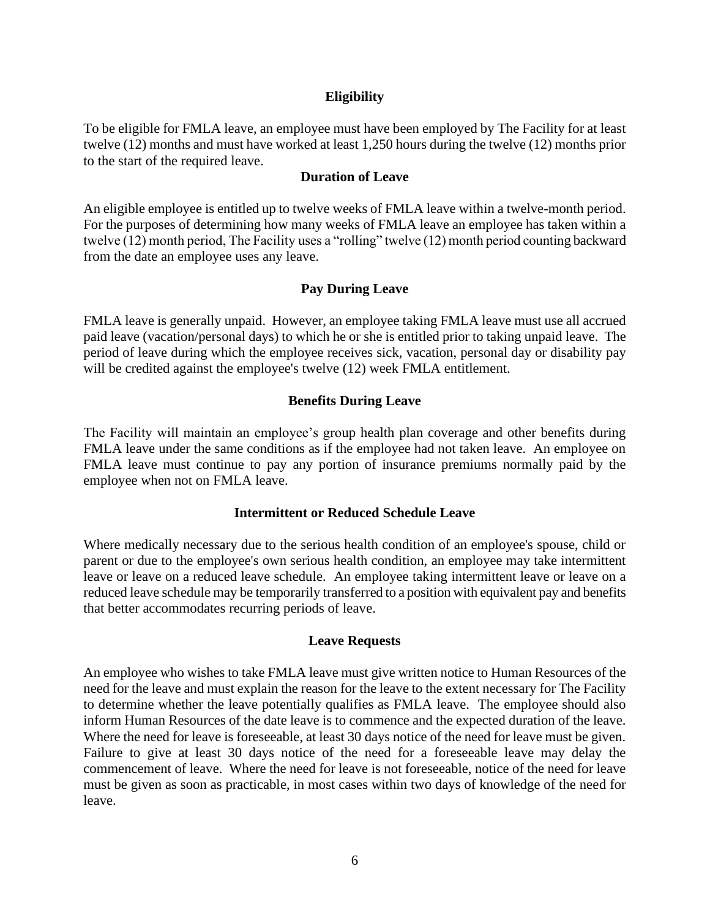### Eligibility

To be eligible for FMLA leave, an employee must have been employed by The Facility for at least twelve (12) months and must have worked at least 1,250 hours during the twelve (12) months prior to the start of the required leave.

### Duration of Leave

An eligible employee is entitled up to twelve weeks of FMLA leave within a twelve-month period. For the purposes of determining how many weeks of FMLA leave an employee has taken within a twelve (12) month period, The Facility uses a "rolling" twelve (12) month period counting backward from the date an employee uses any leave.

### Pay During Leave

FMLA leave is generally unpaid. However, an employee taking FMLA leave must use all accrued paid leave (vacation/personal days) to which he or she is entitled prior to taking unpaid leave. The period of leave during which the employee receives sick, vacation, personal day or disability pay will be credited against the employee's twelve (12) week FMLA entitlement.

### Benefits During Leave

The Facility will maintain an employee's group health plan coverage and other benefits during FMLA leave under the same conditions as if the employee had not taken leave. An employee on FMLA leave must continue to pay any portion of insurance premiums normally paid by the employee when not on FMLA leave.

### Intermittent or Reduced Schedule Leave

Where medically necessary due to the serious health condition of an employee's spouse, child or parent or due to the employee's own serious health condition, an employee may take intermittent leave or leave on a reduced leave schedule. An employee taking intermittent leave or leave on a reduced leave schedule may be temporarily transferred to a position with equivalent pay and benefits that better accommodates recurring periods of leave.

### Leave Requests

An employee who wishes to take FMLA leave must give written notice to Human Resources of the need for the leave and must explain the reason for the leave to the extent necessary for The Facility to determine whether the leave potentially qualifies as FMLA leave. The employee should also inform Human Resources of the date leave is to commence and the expected duration of the leave. Where the need for leave is foreseeable, at least 30 days notice of the need for leave must be given. Failure to give at least 30 days notice of the need for a foreseeable leave may delay the commencement of leave. Where the need for leave is not foreseeable, notice of the need for leave must be given as soon as practicable, in most cases within two days of knowledge of the need for leave.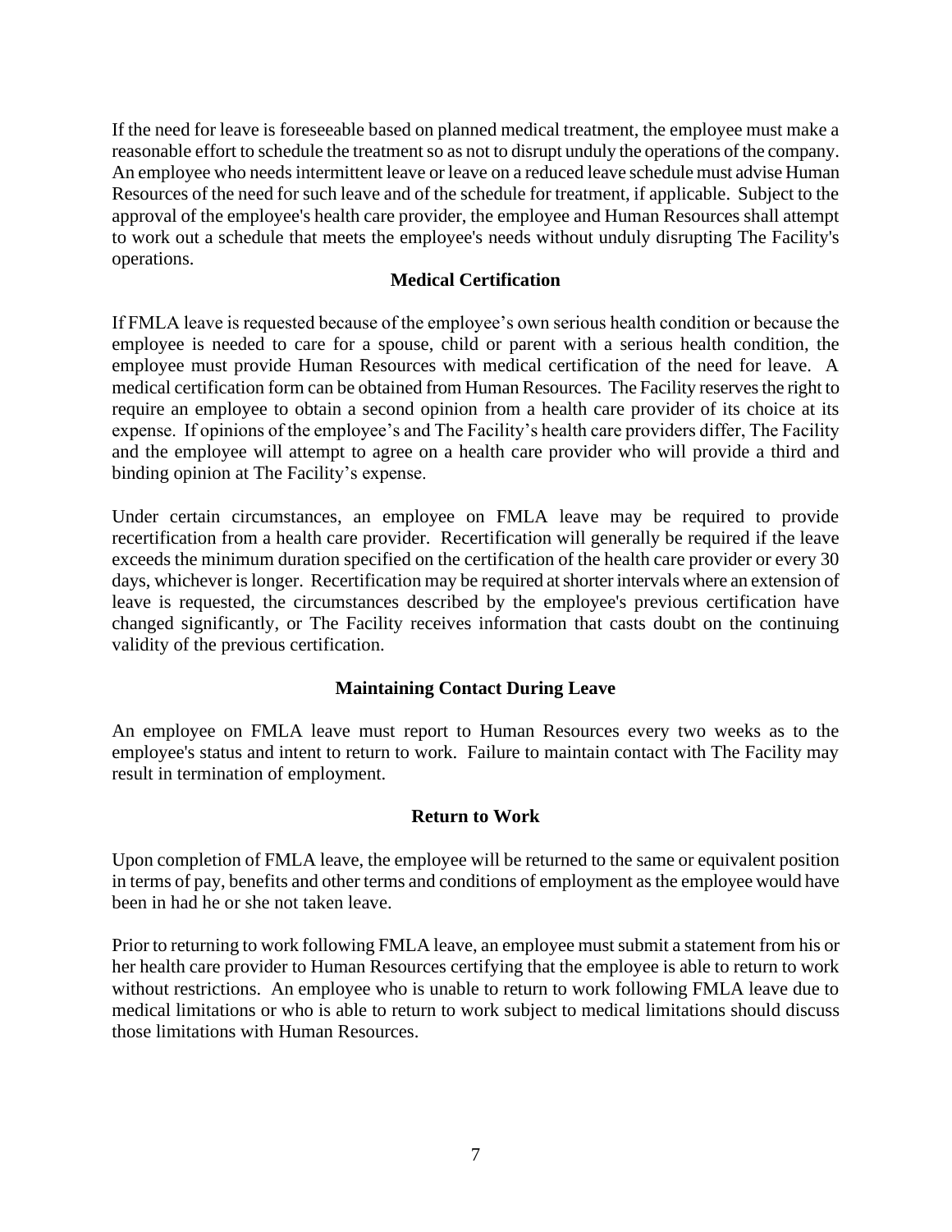If the need for leave is foreseeable based on planned medical treatment, the employee must make a reasonable effort to schedule the treatment so as not to disrupt unduly the operations of the company. An employee who needs intermittent leave or leave on a reduced leave schedule must advise Human Resources of the need for such leave and of the schedule for treatment, if applicable. Subject to the approval of the employee's health care provider, the employee and Human Resources shall attempt to work out a schedule that meets the employee's needs without unduly disrupting The Facility's operations.

**Medical Certification**

If FMLA leave is requested because of the employee's own serious health condition or because the employee is needed to care for a spouse, child or parent with a serious health condition, the employee must provide Human Resources with medical certification of the need for leave. A medical certification form can be obtained from Human Resources. The Facility reserves the right to require an employee to obtain a second opinion from a health care provider of its choice at its expense. If opinions of the employee's and The Facility's health care providers differ, The Facility and the employee will attempt to agree on a health care provider who will provide a third and binding opinion at The Facility's expense.

Under certain circumstances, an employee on FMLA leave may be required to provide recertification from a health care provider. Recertification will generally be required if the leave exceeds the minimum duration specified on the certification of the health care provider or every 30 days, whichever is longer. Recertification may be required at shorter intervals where an extension of leave is requested, the circumstances described by the employee's previous certification have changed significantly, or The Facility receives information that casts doubt on the continuing validity of the previous certification.

**Maintaining Contact During Leave**

An employee on FMLA leave must report to Human Resources every two weeks as to the employee's status and intent to return to work. Failure to maintain contact with The Facility may result in termination of employment.

**Return to Work**

Upon completion of FMLA leave, the employee will be returned to the same or equivalent position in terms of pay, benefits and other terms and conditions of employment as the employee would have been in had he or she not taken leave.

Prior to returning to work following FMLA leave, an employee must submit a statement from his or her health care provider to Human Resources certifying that the employee is able to return to work without restrictions. An employee who is unable to return to work following FMLA leave due to medical limitations or who is able to return to work subject to medical limitations should discuss those limitations with Human Resources.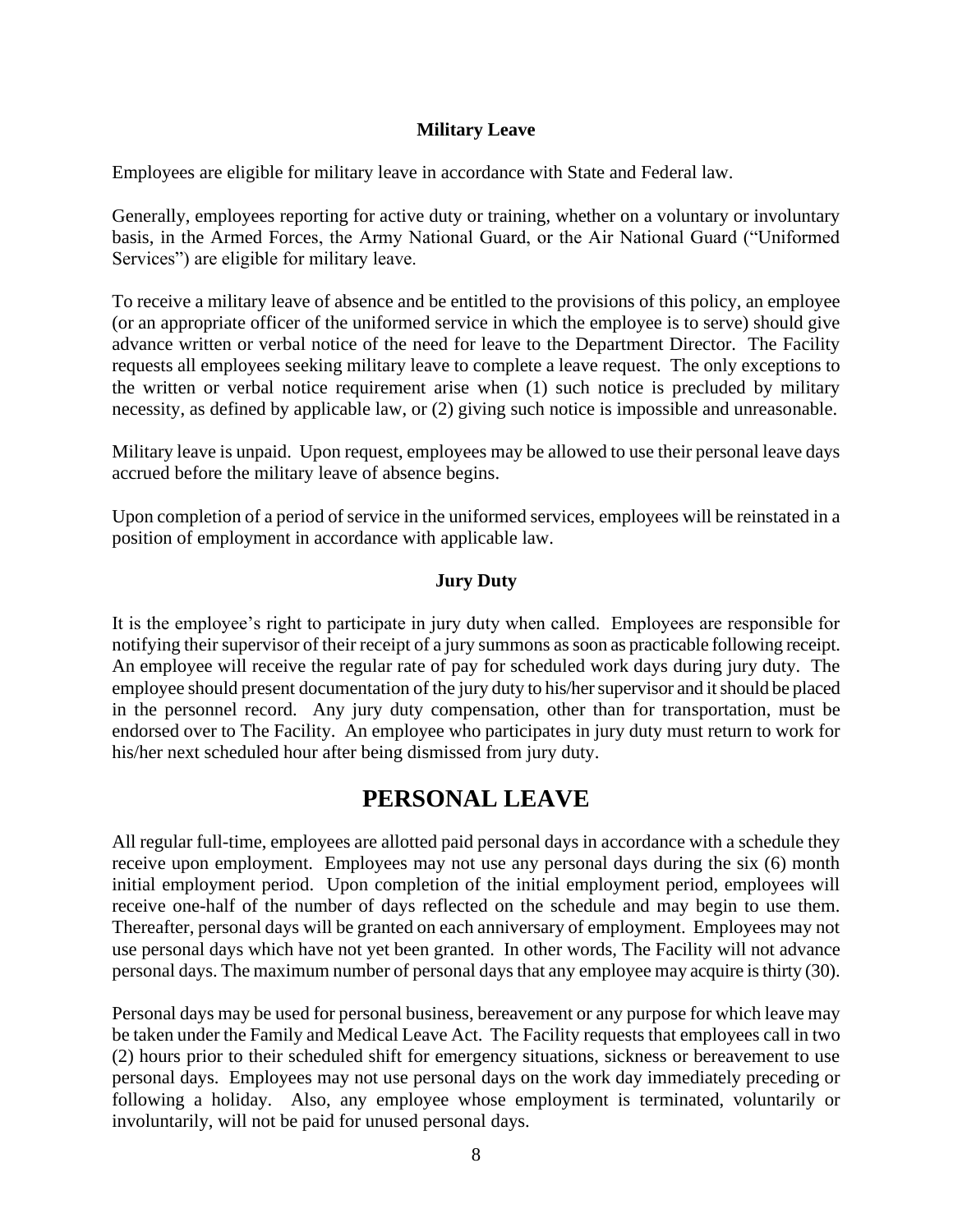### Military Leave

Employees are eligible for military leave in accordance with State and Federal law.

Generally, employees reporting for active duty or training, whether on a voluntary or involuntary basis, in the Armed Forces, the Army National Guard, or the Air National Guard ("Uniformed Services") are eligible for military leave.

To receive a military leave of absence and be entitled to the provisions of this policy, an employee (or an appropriate officer of the uniformed service in which the employee is to serve) should give advance written or verbal notice of the need for leave to the Department Director. The Facility requests all employees seeking military leave to complete a leave request. The only exceptions to the written or verbal notice requirement arise when (1) such notice is precluded by military necessity, as defined by applicable law, or (2) giving such notice is impossible and unreasonable.

Military leave is unpaid. Upon request, employees may be allowed to use their personal leave days accrued before the military leave of absence begins.

Upon completion of a period of service in the uniformed services, employees will be reinstated in a position of employment in accordance with applicable law.

### Jury Duty

It is the employee's right to participate in jury duty when called. Employees are responsible for notifying their supervisor of their receipt of a jury summons as soon as practicable following receipt. An employee will receive the regular rate of pay for scheduled work days during jury duty. The employee should present documentation of the jury duty to his/her supervisor and it should be placed in the personnel record. Any jury duty compensation, other than for transportation, must be endorsed over to The Facility. An employee who participates in jury duty must return to work for his/her next scheduled hour after being dismissed from jury duty.

## PERSONAL LEAVE

All regular full-time, employees are allotted paid personal days in accordance with a schedule they receive upon employment. Employees may not use any personal days during the six (6) month initial employment period. Upon completion of the initial employment period, employees will receive one-half of the number of days reflected on the schedule and may begin to use them. Thereafter, personal days will be granted on each anniversary of employment. Employees may not use personal days which have not yet been granted. In other words, The Facility will not advance personal days. The maximum number of personal days that any employee may acquire is thirty (30).

Personal days may be used for personal business, bereavement or any purpose for which leave may be taken under the Family and Medical Leave Act. The Facility requests that employees call in two (2) hours prior to their scheduled shift for emergency situations, sickness or bereavement to use personal days. Employees may not use personal days on the work day immediately preceding or following a holiday. Also, any employee whose employment is terminated, voluntarily or involuntarily, will not be paid for unused personal days.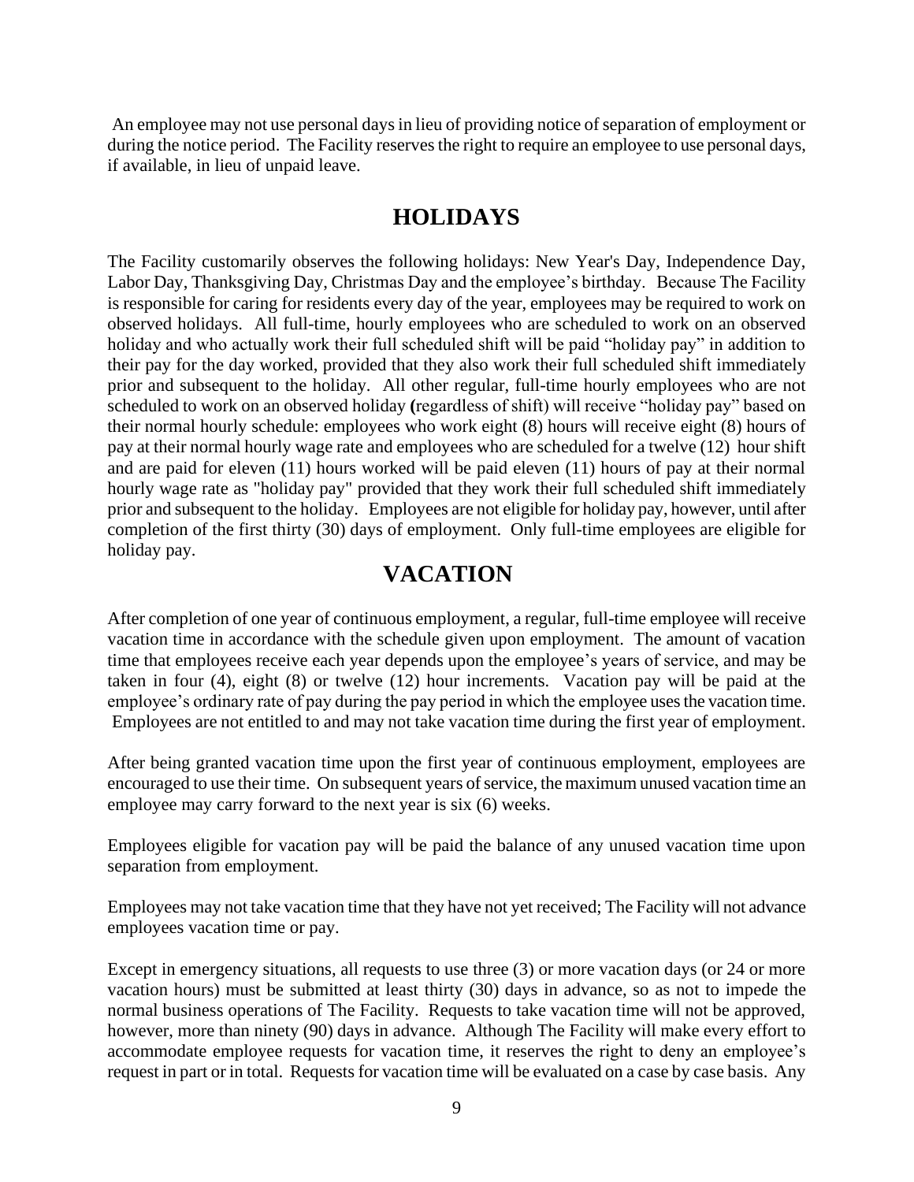An employee may not use personal days in lieu of providing notice of separation of employment or during the notice period. The Facility reserves the right to require an employee to use personal days, if available, in lieu of unpaid leave.

## HOLIDAYS

The Facility customarily observes the following holidays: New Year's Day, Independence Day, Labor Day, Thanksgiving Day, Christmas Day and the employee's birthday. Because The Facility is responsible for caring for residents every day of the year, employees may be required to work on observed holidays. All full-time, hourly employees who are scheduled to work on an observed holiday and who actually work their full scheduled shift will be paid "holiday pay" in addition to their pay for the day worked, provided that they also work their full scheduled shift immediately prior and subsequent to the holiday. All other regular, full-time hourly employees who are not scheduled to work on an observed holiday **(**regardless of shift) will receive "holiday pay" based on their normal hourly schedule: employees who work eight (8) hours will receive eight (8) hours of pay at their normal hourly wage rate and employees who are scheduled for a twelve (12) hour shift and are paid for eleven (11) hours worked will be paid eleven (11) hours of pay at their normal hourly wage rate as "holiday pay" provided that they work their full scheduled shift immediately prior and subsequent to the holiday. Employees are not eligible for holiday pay, however, until after completion of the first thirty (30) days of employment. Only full-time employees are eligible for holiday pay.

## VACATION

After completion of one year of continuous employment, a regular, full-time employee will receive vacation time in accordance with the schedule given upon employment. The amount of vacation time that employees receive each year depends upon the employee's years of service, and may be taken in four (4), eight (8) or twelve (12) hour increments. Vacation pay will be paid at the employee's ordinary rate of pay during the pay period in which the employee uses the vacation time. Employees are not entitled to and may not take vacation time during the first year of employment.

After being granted vacation time upon the first year of continuous employment, employees are encouraged to use their time. On subsequent years of service, the maximum unused vacation time an employee may carry forward to the next year is six (6) weeks.

Employees eligible for vacation pay will be paid the balance of any unused vacation time upon separation from employment.

Employees may not take vacation time that they have not yet received; The Facility will not advance employees vacation time or pay.

Except in emergency situations, all requests to use three (3) or more vacation days (or 24 or more vacation hours) must be submitted at least thirty (30) days in advance, so as not to impede the normal business operations of The Facility. Requests to take vacation time will not be approved, however, more than ninety (90) days in advance. Although The Facility will make every effort to accommodate employee requests for vacation time, it reserves the right to deny an employee's request in part or in total. Requests for vacation time will be evaluated on a case by case basis. Any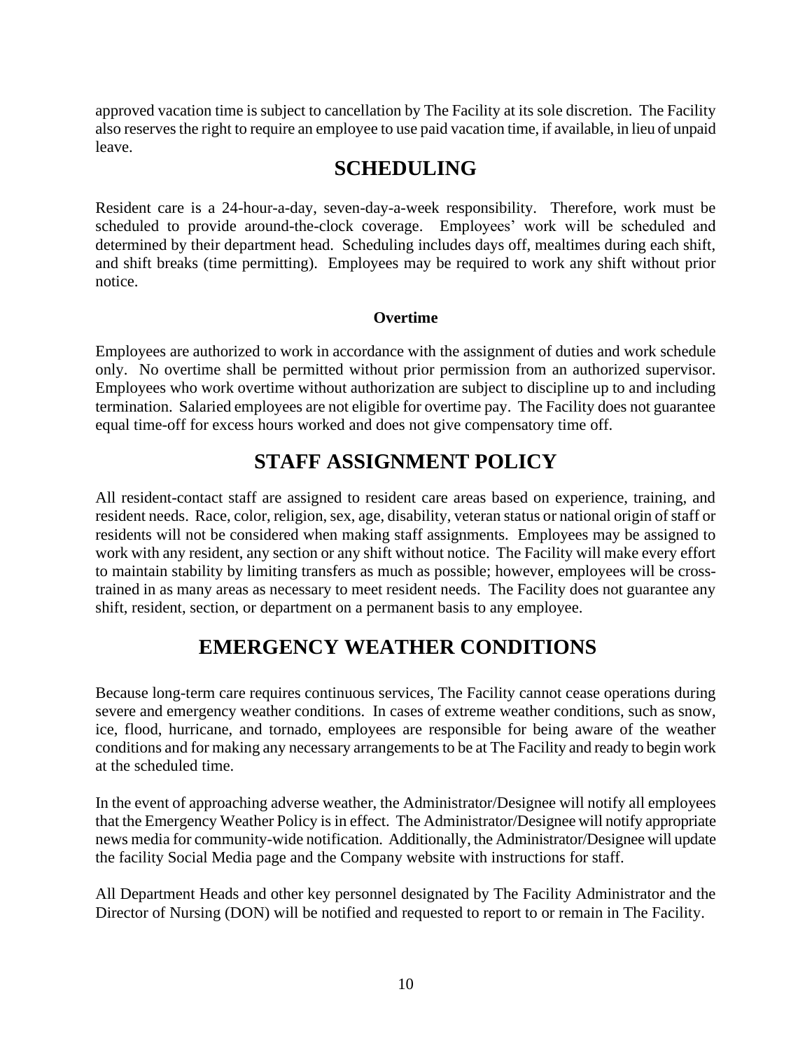approved vacation time is subject to cancellation by The Facility at its sole discretion. The Facility also reserves the right to require an employee to use paid vacation time, if available, in lieu of unpaid leave.

# SCHEDULING

Resident care is a 24-hour-a-day, seven-day-a-week responsibility. Therefore, work must be scheduled to provide around-the-clock coverage. Employees' work will be scheduled and determined by their department head. Scheduling includes days off, mealtimes during each shift, and shift breaks (time permitting). Employees may be required to work any shift without prior notice.

### Overtime

Employees are authorized to work in accordance with the assignment of duties and work schedule only. No overtime shall be permitted without prior permission from an authorized supervisor. Employees who work overtime without authorization are subject to discipline up to and including termination. Salaried employees are not eligible for overtime pay. The Facility does not guarantee equal time-off for excess hours worked and does not give compensatory time off.

# STAFF ASSIGNMENT POLICY

All resident-contact staff are assigned to resident care areas based on experience, training, and resident needs. Race, color, religion, sex, age, disability, veteran status or national origin of staff or residents will not be considered when making staff assignments. Employees may be assigned to work with any resident, any section or any shift without notice. The Facility will make every effort to maintain stability by limiting transfers as much as possible; however, employees will be cross-trained in as many areas as necessary to meet resident needs. The Facility does not guarantee any shift, resident, section, or department on a permanent basis to any employee.

# EMERGENCY WEATHER CONDITIONS

Because long-term care requires continuous services, The Facility cannot cease operations during severe and emergency weather conditions. In cases of extreme weather conditions, such as snow, ice, flood, hurricane, and tornado, employees are responsible for being aware of the weather conditions and for making any necessary arrangements to be at The Facility and ready to begin work at the scheduled time.

In the event of approaching adverse weather, the Administrator/Designee will notify all employees that the Emergency Weather Policy is in effect. The Administrator/Designee will notify appropriate news media for community-wide notification. Additionally, the Administrator/Designee will update the facility Social Media page and the Company website with instructions for staff.

All Department Heads and other key personnel designated by The Facility Administrator and the Director of Nursing (DON) will be notified and requested to report to or remain in The Facility.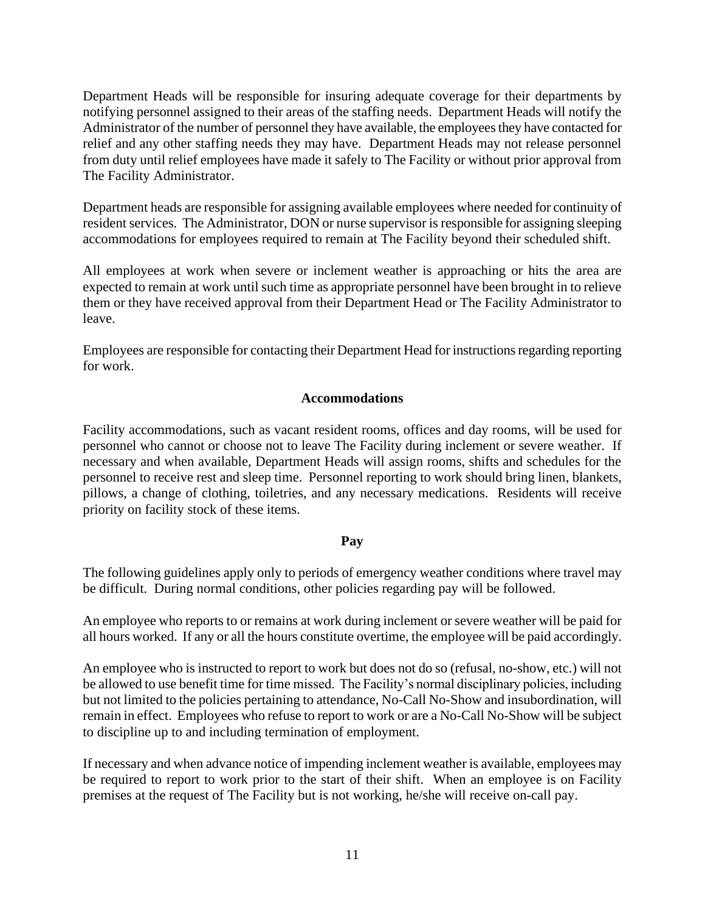Department Heads will be responsible for insuring adequate coverage for their departments by notifying personnel assigned to their areas of the staffing needs. Department Heads will notify the Administrator of the number of personnel they have available, the employees they have contacted for relief and any other staffing needs they may have. Department Heads may not release personnel from duty until relief employees have made it safely to The Facility or without prior approval from The Facility Administrator.

Department heads are responsible for assigning available employees where needed for continuity of resident services. The Administrator, DON or nurse supervisor is responsible for assigning sleeping accommodations for employees required to remain at The Facility beyond their scheduled shift.

All employees at work when severe or inclement weather is approaching or hits the area are expected to remain at work until such time as appropriate personnel have been brought in to relieve them or they have received approval from their Department Head or The Facility Administrator to leave.

Employees are responsible for contacting their Department Head for instructions regarding reporting for work.

**Accommodations**

Facility accommodations, such as vacant resident rooms, offices and day rooms, will be used for personnel who cannot or choose not to leave The Facility during inclement or severe weather. If necessary and when available, Department Heads will assign rooms, shifts and schedules for the personnel to receive rest and sleep time. Personnel reporting to work should bring linen, blankets, pillows, a change of clothing, toiletries, and any necessary medications. Residents will receive priority on facility stock of these items.

**Pay**

The following guidelines apply only to periods of emergency weather conditions where travel may be difficult. During normal conditions, other policies regarding pay will be followed.

An employee who reports to or remains at work during inclement or severe weather will be paid for all hours worked. If any or all the hours constitute overtime, the employee will be paid accordingly.

An employee who is instructed to report to work but does not do so (refusal, no-show, etc.) will not be allowed to use benefit time for time missed. The Facility's normal disciplinary policies, including but not limited to the policies pertaining to attendance, No-Call No-Show and insubordination, will remain in effect. Employees who refuse to report to work or are a No-Call No-Show will be subject to discipline up to and including termination of employment.

If necessary and when advance notice of impending inclement weather is available, employees may be required to report to work prior to the start of their shift. When an employee is on Facility premises at the request of The Facility but is not working, he/she will receive on-call pay.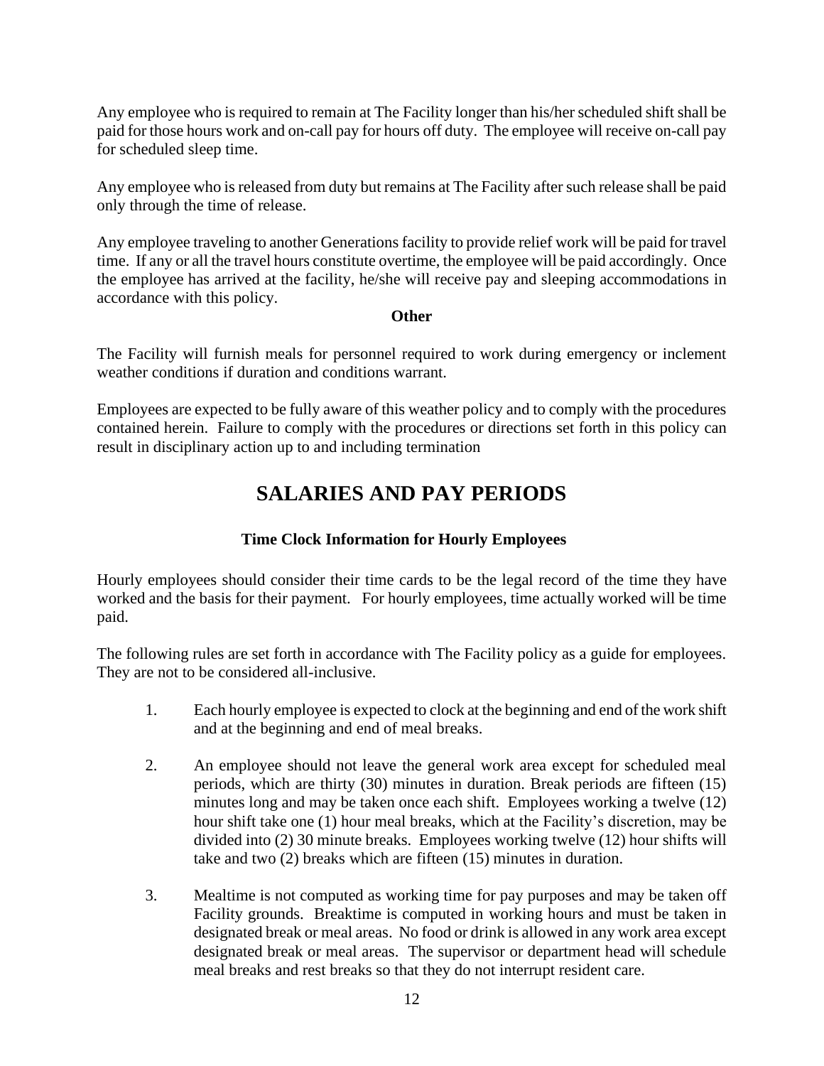Any employee who is required to remain at The Facility longer than his/her scheduled shift shall be paid for those hours work and on-call pay for hours off duty. The employee will receive on-call pay for scheduled sleep time.

Any employee who is released from duty but remains at The Facility after such release shall be paid only through the time of release.

Any employee traveling to another Generations facility to provide relief work will be paid for travel time. If any or all the travel hours constitute overtime, the employee will be paid accordingly. Once the employee has arrived at the facility, he/she will receive pay and sleeping accommodations in accordance with this policy.

**Other**

The Facility will furnish meals for personnel required to work during emergency or inclement weather conditions if duration and conditions warrant.

Employees are expected to be fully aware of this weather policy and to comply with the procedures contained herein. Failure to comply with the procedures or directions set forth in this policy can result in disciplinary action up to and including termination

# SALARIES AND PAY PERIODS

### Time Clock Information for Hourly Employees

Hourly employees should consider their time cards to be the legal record of the time they have worked and the basis for their payment. For hourly employees, time actually worked will be time paid.

The following rules are set forth in accordance with The Facility policy as a guide for employees. They are not to be considered all-inclusive.

1. Each hourly employee is expected to clock at the beginning and end of the work shift and at the beginning and end of meal breaks.

2. An employee should not leave the general work area except for scheduled meal periods, which are thirty (30) minutes in duration. Break periods are fifteen (15) minutes long and may be taken once each shift. Employees working a twelve (12) hour shift take one (1) hour meal breaks, which at the Facility's discretion, may be divided into (2) 30 minute breaks. Employees working twelve (12) hour shifts will take and two (2) breaks which are fifteen (15) minutes in duration.

3. Mealtime is not computed as working time for pay purposes and may be taken off Facility grounds. Breaktime is computed in working hours and must be taken in designated break or meal areas. No food or drink is allowed in any work area except designated break or meal areas. The supervisor or department head will schedule meal breaks and rest breaks so that they do not interrupt resident care.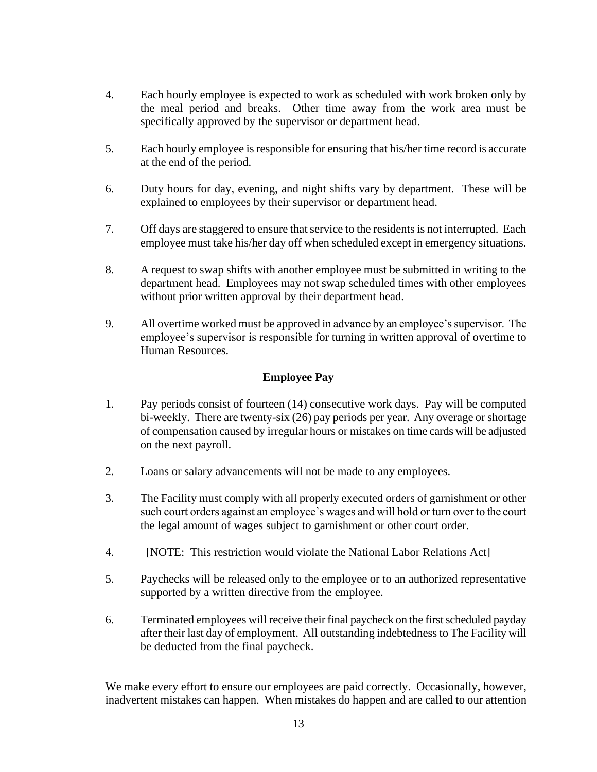4. Each hourly employee is expected to work as scheduled with work broken only by the meal period and breaks. Other time away from the work area must be specifically approved by the supervisor or department head.

5. Each hourly employee is responsible for ensuring that his/her time record is accurate at the end of the period.

6. Duty hours for day, evening, and night shifts vary by department. These will be explained to employees by their supervisor or department head.

7. Off days are staggered to ensure that service to the residents is not interrupted. Each employee must take his/her day off when scheduled except in emergency situations.

8. A request to swap shifts with another employee must be submitted in writing to the department head. Employees may not swap scheduled times with other employees without prior written approval by their department head.

9. All overtime worked must be approved in advance by an employee's supervisor. The employee's supervisor is responsible for turning in written approval of overtime to Human Resources.

**Employee Pay**

1. Pay periods consist of fourteen (14) consecutive work days. Pay will be computed bi-weekly. There are twenty-six (26) pay periods per year. Any overage or shortage of compensation caused by irregular hours or mistakes on time cards will be adjusted on the next payroll.

2. Loans or salary advancements will not be made to any employees.

3. The Facility must comply with all properly executed orders of garnishment or other such court orders against an employee's wages and will hold or turn over to the court the legal amount of wages subject to garnishment or other court order.

4. [NOTE: This restriction would violate the National Labor Relations Act]

5. Paychecks will be released only to the employee or to an authorized representative supported by a written directive from the employee.

6. Terminated employees will receive their final paycheck on the first scheduled payday after their last day of employment. All outstanding indebtedness to The Facility will be deducted from the final paycheck.

We make every effort to ensure our employees are paid correctly. Occasionally, however, inadvertent mistakes can happen. When mistakes do happen and are called to our attention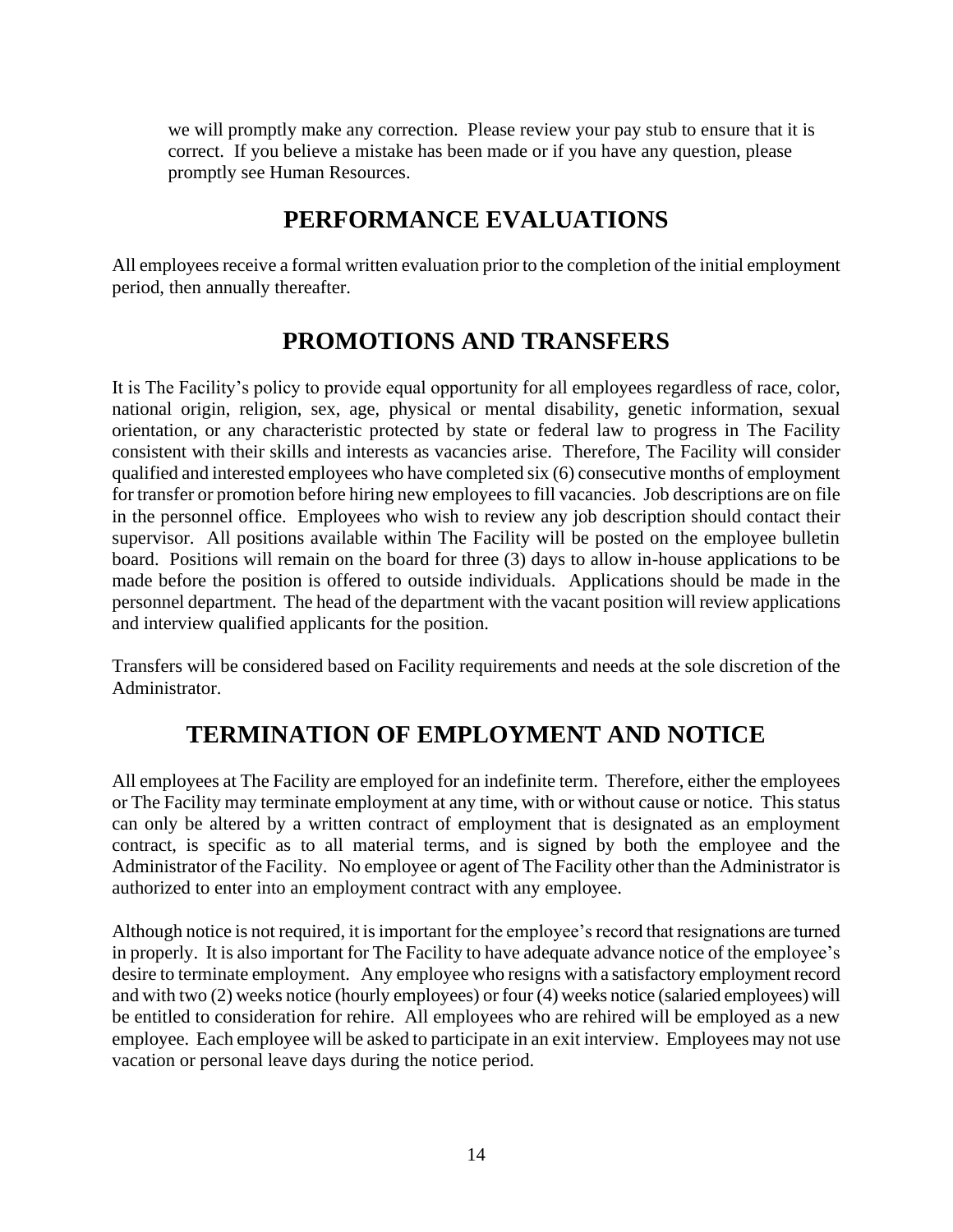we will promptly make any correction. Please review your pay stub to ensure that it is correct. If you believe a mistake has been made or if you have any question, please promptly see Human Resources.

## PERFORMANCE EVALUATIONS

All employees receive a formal written evaluation prior to the completion of the initial employment period, then annually thereafter.

## PROMOTIONS AND TRANSFERS

It is The Facility's policy to provide equal opportunity for all employees regardless of race, color, national origin, religion, sex, age, physical or mental disability, genetic information, sexual orientation, or any characteristic protected by state or federal law to progress in The Facility consistent with their skills and interests as vacancies arise. Therefore, The Facility will consider qualified and interested employees who have completed six (6) consecutive months of employment for transfer or promotion before hiring new employees to fill vacancies. Job descriptions are on file in the personnel office. Employees who wish to review any job description should contact their supervisor. All positions available within The Facility will be posted on the employee bulletin board. Positions will remain on the board for three (3) days to allow in-house applications to be made before the position is offered to outside individuals. Applications should be made in the personnel department. The head of the department with the vacant position will review applications and interview qualified applicants for the position.

Transfers will be considered based on Facility requirements and needs at the sole discretion of the Administrator.

## TERMINATION OF EMPLOYMENT AND NOTICE

All employees at The Facility are employed for an indefinite term. Therefore, either the employees or The Facility may terminate employment at any time, with or without cause or notice. This status can only be altered by a written contract of employment that is designated as an employment contract, is specific as to all material terms, and is signed by both the employee and the Administrator of the Facility. No employee or agent of The Facility other than the Administrator is authorized to enter into an employment contract with any employee.

Although notice is not required, it is important for the employee's record that resignations are turned in properly. It is also important for The Facility to have adequate advance notice of the employee's desire to terminate employment. Any employee who resigns with a satisfactory employment record and with two (2) weeks notice (hourly employees) or four (4) weeks notice (salaried employees) will be entitled to consideration for rehire. All employees who are rehired will be employed as a new employee. Each employee will be asked to participate in an exit interview. Employees may not use vacation or personal leave days during the notice period.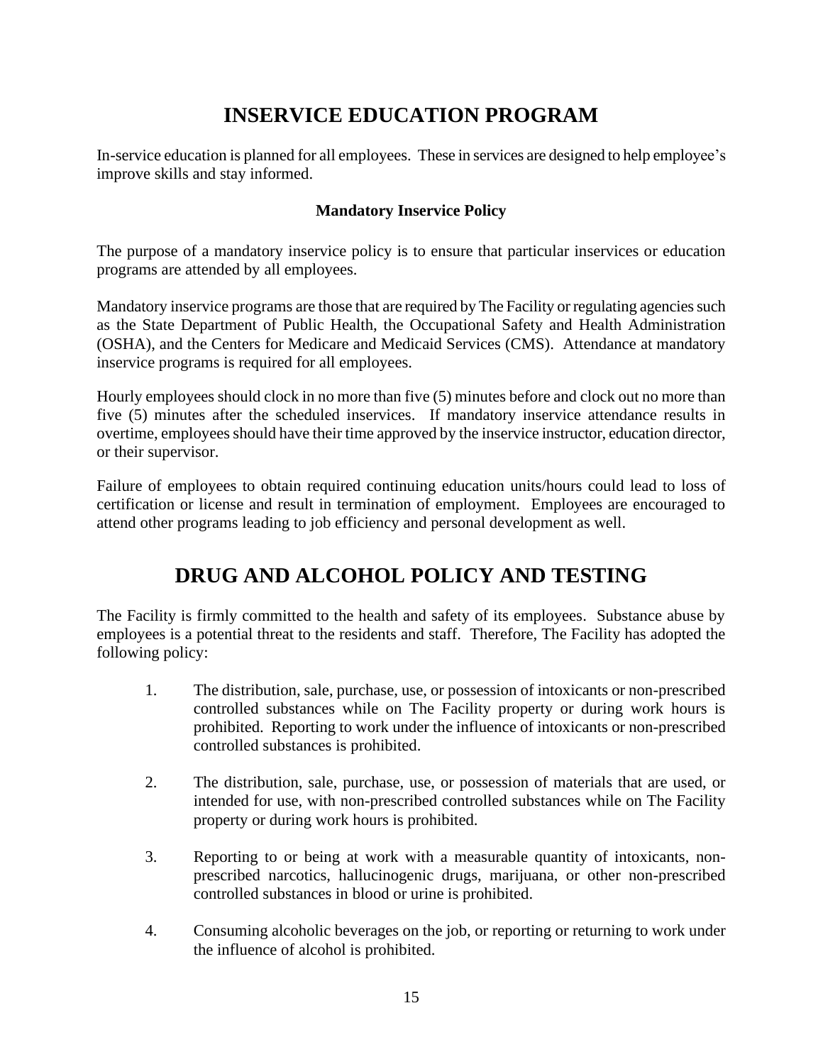# INSERVICE EDUCATION PROGRAM

In-service education is planned for all employees. These in services are designed to help employee's improve skills and stay informed.

### Mandatory Inservice Policy

The purpose of a mandatory inservice policy is to ensure that particular inservices or education programs are attended by all employees.

Mandatory inservice programs are those that are required by The Facility or regulating agencies such as the State Department of Public Health, the Occupational Safety and Health Administration (OSHA), and the Centers for Medicare and Medicaid Services (CMS). Attendance at mandatory inservice programs is required for all employees.

Hourly employees should clock in no more than five (5) minutes before and clock out no more than five (5) minutes after the scheduled inservices. If mandatory inservice attendance results in overtime, employees should have their time approved by the inservice instructor, education director, or their supervisor.

Failure of employees to obtain required continuing education units/hours could lead to loss of certification or license and result in termination of employment. Employees are encouraged to attend other programs leading to job efficiency and personal development as well.

# DRUG AND ALCOHOL POLICY AND TESTING

The Facility is firmly committed to the health and safety of its employees. Substance abuse by employees is a potential threat to the residents and staff. Therefore, The Facility has adopted the following policy:

1. The distribution, sale, purchase, use, or possession of intoxicants or non-prescribed controlled substances while on The Facility property or during work hours is prohibited. Reporting to work under the influence of intoxicants or non-prescribed controlled substances is prohibited.

2. The distribution, sale, purchase, use, or possession of materials that are used, or intended for use, with non-prescribed controlled substances while on The Facility property or during work hours is prohibited.

3. Reporting to or being at work with a measurable quantity of intoxicants, non-prescribed narcotics, hallucinogenic drugs, marijuana, or other non-prescribed controlled substances in blood or urine is prohibited.

4. Consuming alcoholic beverages on the job, or reporting or returning to work under the influence of alcohol is prohibited.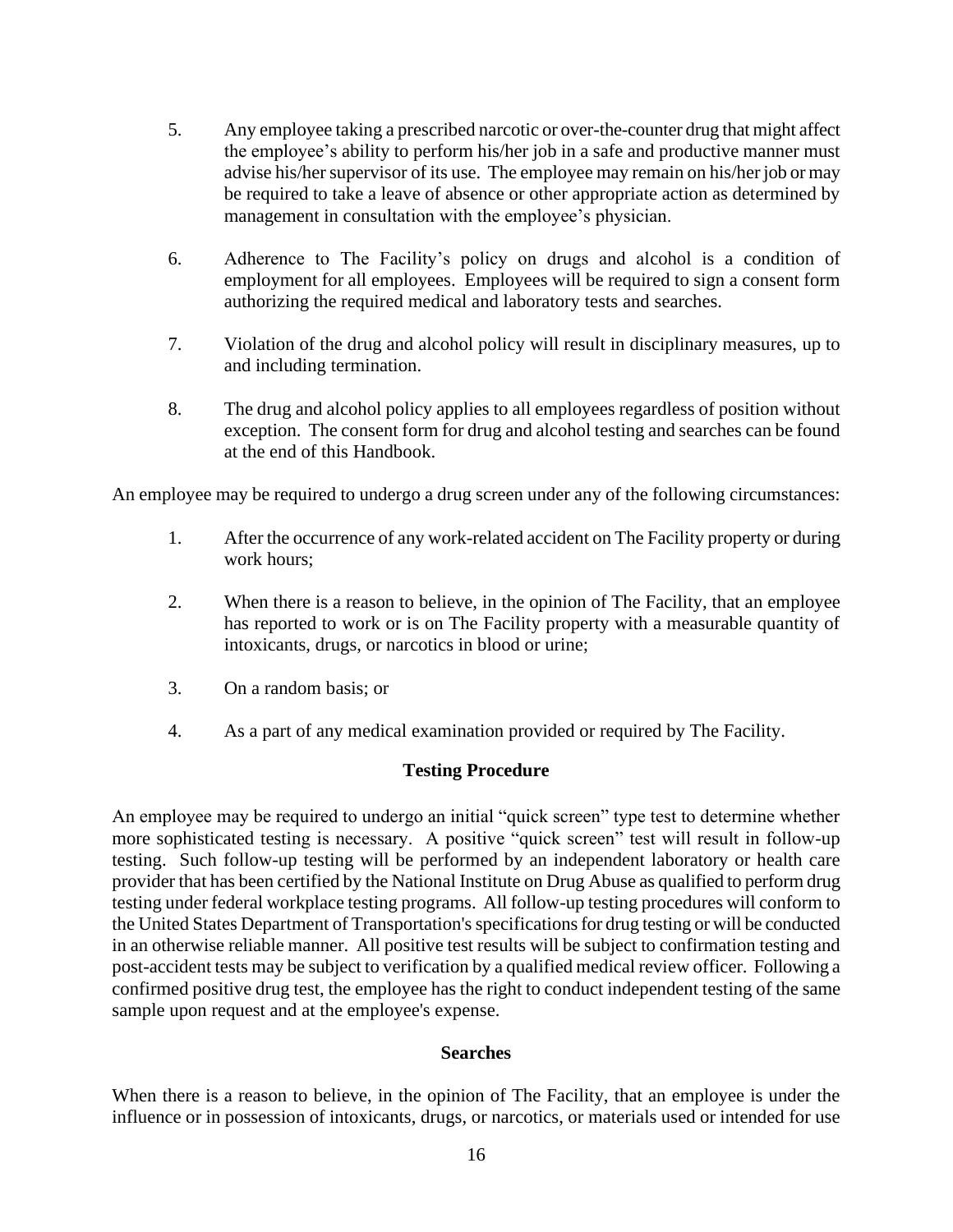5. Any employee taking a prescribed narcotic or over-the-counter drug that might affect the employee's ability to perform his/her job in a safe and productive manner must advise his/her supervisor of its use. The employee may remain on his/her job or may be required to take a leave of absence or other appropriate action as determined by management in consultation with the employee's physician.

6. Adherence to The Facility's policy on drugs and alcohol is a condition of employment for all employees. Employees will be required to sign a consent form authorizing the required medical and laboratory tests and searches.

7. Violation of the drug and alcohol policy will result in disciplinary measures, up to and including termination.

8. The drug and alcohol policy applies to all employees regardless of position without exception. The consent form for drug and alcohol testing and searches can be found at the end of this Handbook.

An employee may be required to undergo a drug screen under any of the following circumstances:

1. After the occurrence of any work-related accident on The Facility property or during work hours;

2. When there is a reason to believe, in the opinion of The Facility, that an employee has reported to work or is on The Facility property with a measurable quantity of intoxicants, drugs, or narcotics in blood or urine;

3. On a random basis; or

4. As a part of any medical examination provided or required by The Facility.

### Testing Procedure

An employee may be required to undergo an initial "quick screen" type test to determine whether more sophisticated testing is necessary. A positive "quick screen" test will result in follow-up testing. Such follow-up testing will be performed by an independent laboratory or health care provider that has been certified by the National Institute on Drug Abuse as qualified to perform drug testing under federal workplace testing programs. All follow-up testing procedures will conform to the United States Department of Transportation's specifications for drug testing or will be conducted in an otherwise reliable manner. All positive test results will be subject to confirmation testing and post-accident tests may be subject to verification by a qualified medical review officer. Following a confirmed positive drug test, the employee has the right to conduct independent testing of the same sample upon request and at the employee's expense.

### Searches

When there is a reason to believe, in the opinion of The Facility, that an employee is under the influence or in possession of intoxicants, drugs, or narcotics, or materials used or intended for use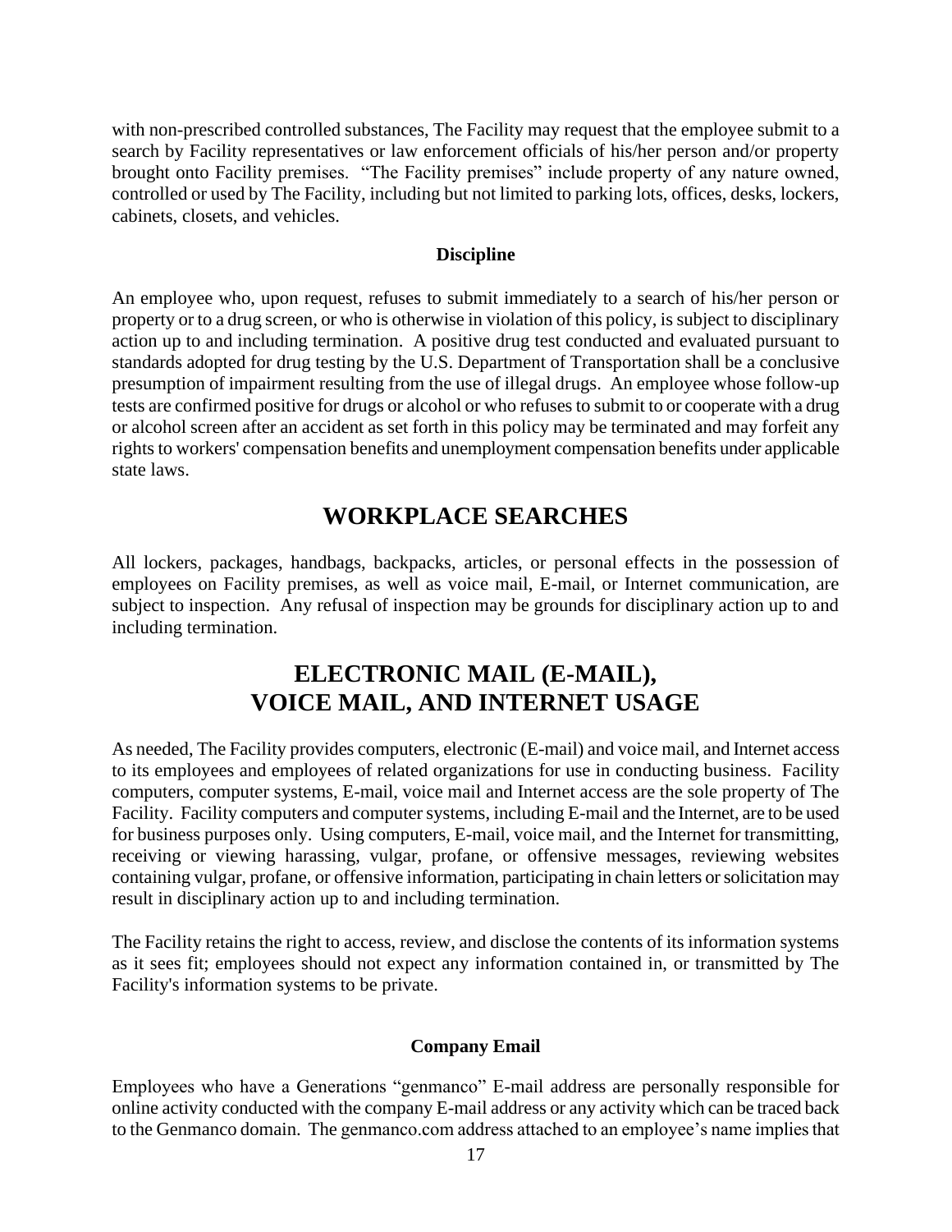with non-prescribed controlled substances, The Facility may request that the employee submit to a search by Facility representatives or law enforcement officials of his/her person and/or property brought onto Facility premises. "The Facility premises" include property of any nature owned, controlled or used by The Facility, including but not limited to parking lots, offices, desks, lockers, cabinets, closets, and vehicles.

### Discipline

An employee who, upon request, refuses to submit immediately to a search of his/her person or property or to a drug screen, or who is otherwise in violation of this policy, is subject to disciplinary action up to and including termination. A positive drug test conducted and evaluated pursuant to standards adopted for drug testing by the U.S. Department of Transportation shall be a conclusive presumption of impairment resulting from the use of illegal drugs. An employee whose follow-up tests are confirmed positive for drugs or alcohol or who refuses to submit to or cooperate with a drug or alcohol screen after an accident as set forth in this policy may be terminated and may forfeit any rights to workers' compensation benefits and unemployment compensation benefits under applicable state laws.

## WORKPLACE SEARCHES

All lockers, packages, handbags, backpacks, articles, or personal effects in the possession of employees on Facility premises, as well as voice mail, E-mail, or Internet communication, are subject to inspection. Any refusal of inspection may be grounds for disciplinary action up to and including termination.

## ELECTRONIC MAIL (E-MAIL), VOICE MAIL, AND INTERNET USAGE

As needed, The Facility provides computers, electronic (E-mail) and voice mail, and Internet access to its employees and employees of related organizations for use in conducting business. Facility computers, computer systems, E-mail, voice mail and Internet access are the sole property of The Facility. Facility computers and computer systems, including E-mail and the Internet, are to be used for business purposes only. Using computers, E-mail, voice mail, and the Internet for transmitting, receiving or viewing harassing, vulgar, profane, or offensive messages, reviewing websites containing vulgar, profane, or offensive information, participating in chain letters or solicitation may result in disciplinary action up to and including termination.

The Facility retains the right to access, review, and disclose the contents of its information systems as it sees fit; employees should not expect any information contained in, or transmitted by The Facility's information systems to be private.

### Company Email

Employees who have a Generations "genmanco" E-mail address are personally responsible for online activity conducted with the company E-mail address or any activity which can be traced back to the Genmanco domain. The genmanco.com address attached to an employee's name implies that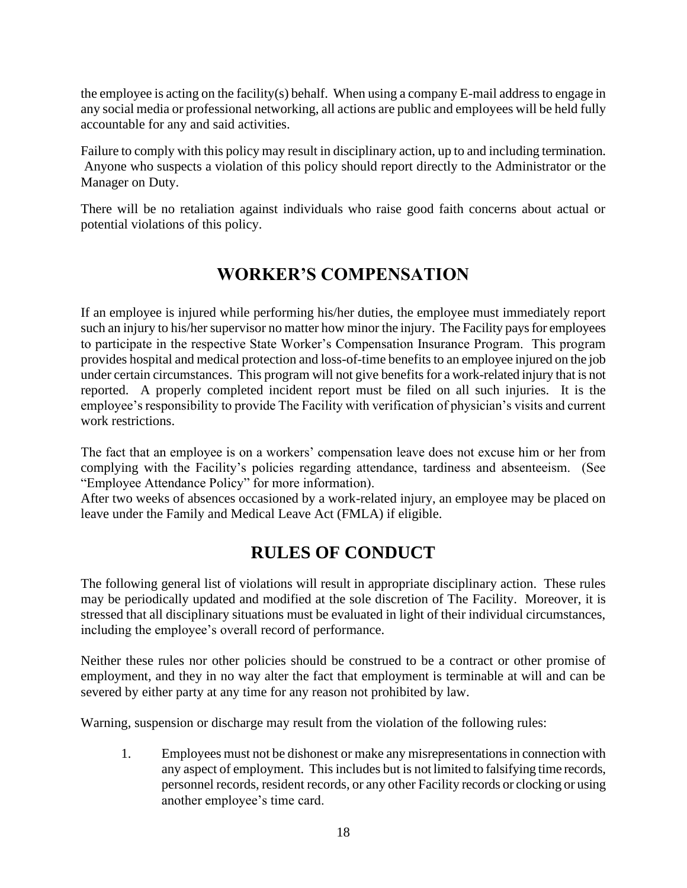the employee is acting on the facility(s) behalf. When using a company E-mail address to engage in any social media or professional networking, all actions are public and employees will be held fully accountable for any and said activities.

Failure to comply with this policy may result in disciplinary action, up to and including termination. Anyone who suspects a violation of this policy should report directly to the Administrator or the Manager on Duty.

There will be no retaliation against individuals who raise good faith concerns about actual or potential violations of this policy.

## WORKER'S COMPENSATION

If an employee is injured while performing his/her duties, the employee must immediately report such an injury to his/her supervisor no matter how minor the injury. The Facility pays for employees to participate in the respective State Worker's Compensation Insurance Program. This program provides hospital and medical protection and loss-of-time benefits to an employee injured on the job under certain circumstances. This program will not give benefits for a work-related injury that is not reported. A properly completed incident report must be filed on all such injuries. It is the employee's responsibility to provide The Facility with verification of physician's visits and current work restrictions.

The fact that an employee is on a workers' compensation leave does not excuse him or her from complying with the Facility's policies regarding attendance, tardiness and absenteeism. (See "Employee Attendance Policy" for more information).
After two weeks of absences occasioned by a work-related injury, an employee may be placed on leave under the Family and Medical Leave Act (FMLA) if eligible.

## RULES OF CONDUCT

The following general list of violations will result in appropriate disciplinary action. These rules may be periodically updated and modified at the sole discretion of The Facility. Moreover, it is stressed that all disciplinary situations must be evaluated in light of their individual circumstances, including the employee's overall record of performance.

Neither these rules nor other policies should be construed to be a contract or other promise of employment, and they in no way alter the fact that employment is terminable at will and can be severed by either party at any time for any reason not prohibited by law.

Warning, suspension or discharge may result from the violation of the following rules:

1. Employees must not be dishonest or make any misrepresentations in connection with any aspect of employment. This includes but is not limited to falsifying time records, personnel records, resident records, or any other Facility records or clocking or using another employee's time card.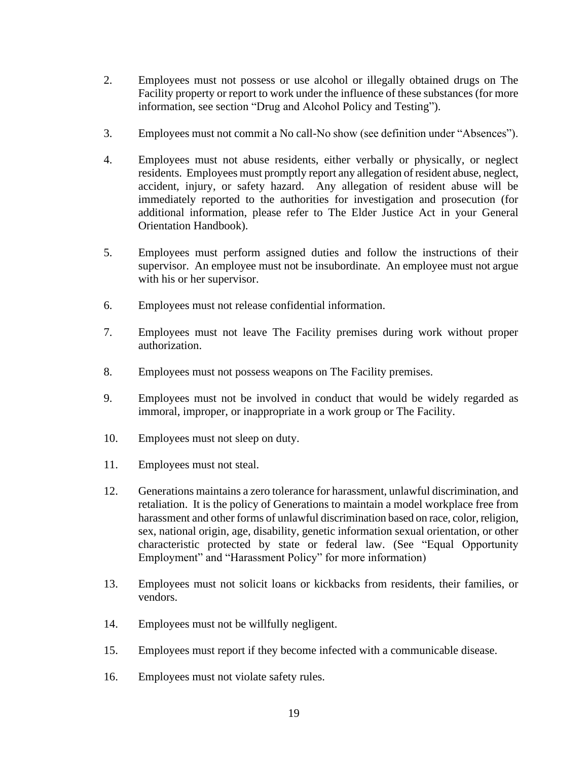2. Employees must not possess or use alcohol or illegally obtained drugs on The Facility property or report to work under the influence of these substances (for more information, see section "Drug and Alcohol Policy and Testing").

3. Employees must not commit a No call-No show (see definition under "Absences").

4. Employees must not abuse residents, either verbally or physically, or neglect residents. Employees must promptly report any allegation of resident abuse, neglect, accident, injury, or safety hazard. Any allegation of resident abuse will be immediately reported to the authorities for investigation and prosecution (for additional information, please refer to The Elder Justice Act in your General Orientation Handbook).

5. Employees must perform assigned duties and follow the instructions of their supervisor. An employee must not be insubordinate. An employee must not argue with his or her supervisor.

6. Employees must not release confidential information.

7. Employees must not leave The Facility premises during work without proper authorization.

8. Employees must not possess weapons on The Facility premises.

9. Employees must not be involved in conduct that would be widely regarded as immoral, improper, or inappropriate in a work group or The Facility.

10. Employees must not sleep on duty.

11. Employees must not steal.

12. Generations maintains a zero tolerance for harassment, unlawful discrimination, and retaliation. It is the policy of Generations to maintain a model workplace free from harassment and other forms of unlawful discrimination based on race, color, religion, sex, national origin, age, disability, genetic information sexual orientation, or other characteristic protected by state or federal law. (See "Equal Opportunity Employment" and "Harassment Policy" for more information)

13. Employees must not solicit loans or kickbacks from residents, their families, or vendors.

14. Employees must not be willfully negligent.

15. Employees must report if they become infected with a communicable disease.

16. Employees must not violate safety rules.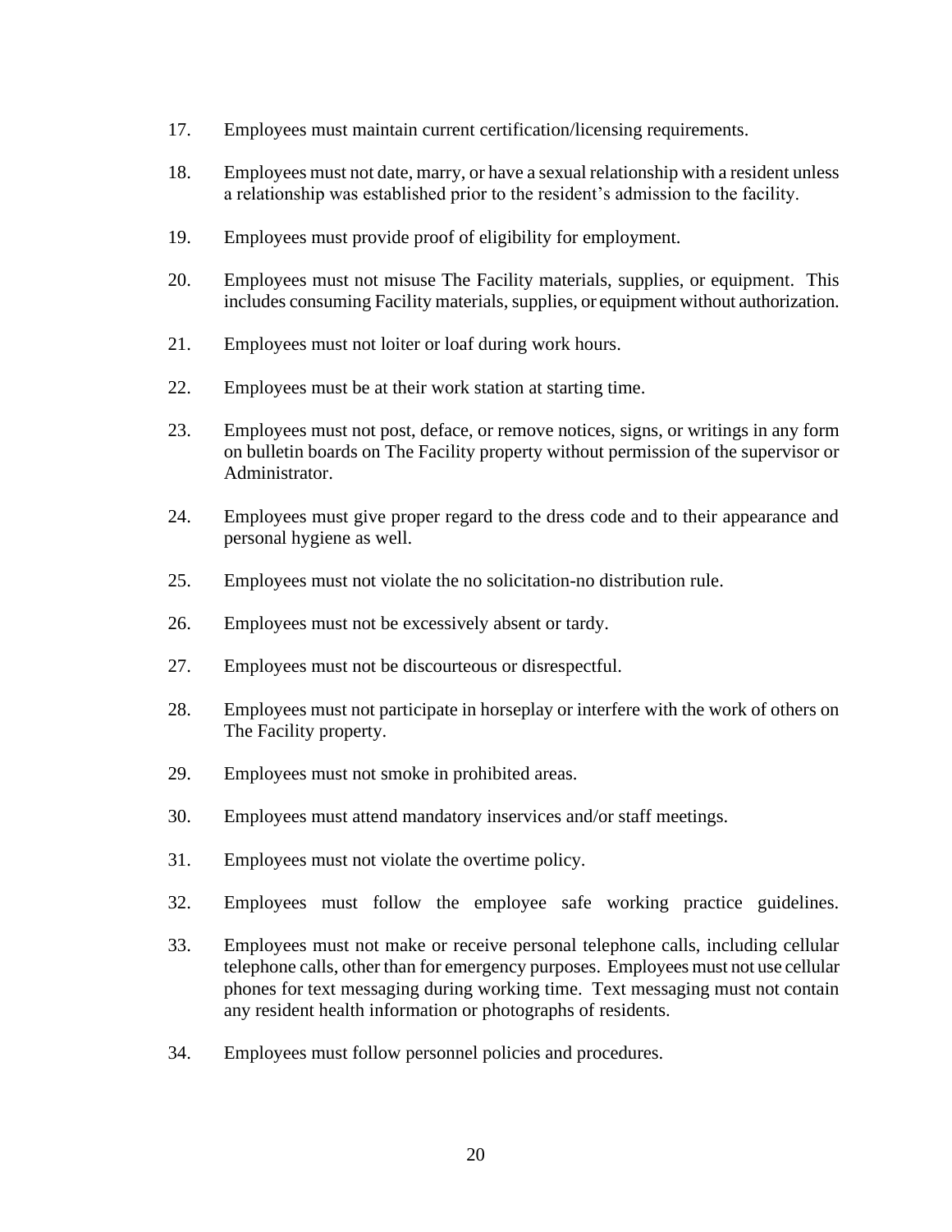17. Employees must maintain current certification/licensing requirements.

18. Employees must not date, marry, or have a sexual relationship with a resident unless a relationship was established prior to the resident's admission to the facility.

19. Employees must provide proof of eligibility for employment.

20. Employees must not misuse The Facility materials, supplies, or equipment. This includes consuming Facility materials, supplies, or equipment without authorization.

21. Employees must not loiter or loaf during work hours.

22. Employees must be at their work station at starting time.

23. Employees must not post, deface, or remove notices, signs, or writings in any form on bulletin boards on The Facility property without permission of the supervisor or Administrator.

24. Employees must give proper regard to the dress code and to their appearance and personal hygiene as well.

25. Employees must not violate the no solicitation-no distribution rule.

26. Employees must not be excessively absent or tardy.

27. Employees must not be discourteous or disrespectful.

28. Employees must not participate in horseplay or interfere with the work of others on The Facility property.

29. Employees must not smoke in prohibited areas.

30. Employees must attend mandatory inservices and/or staff meetings.

31. Employees must not violate the overtime policy.

32. Employees must follow the employee safe working practice guidelines.

33. Employees must not make or receive personal telephone calls, including cellular telephone calls, other than for emergency purposes. Employees must not use cellular phones for text messaging during working time. Text messaging must not contain any resident health information or photographs of residents.

34. Employees must follow personnel policies and procedures.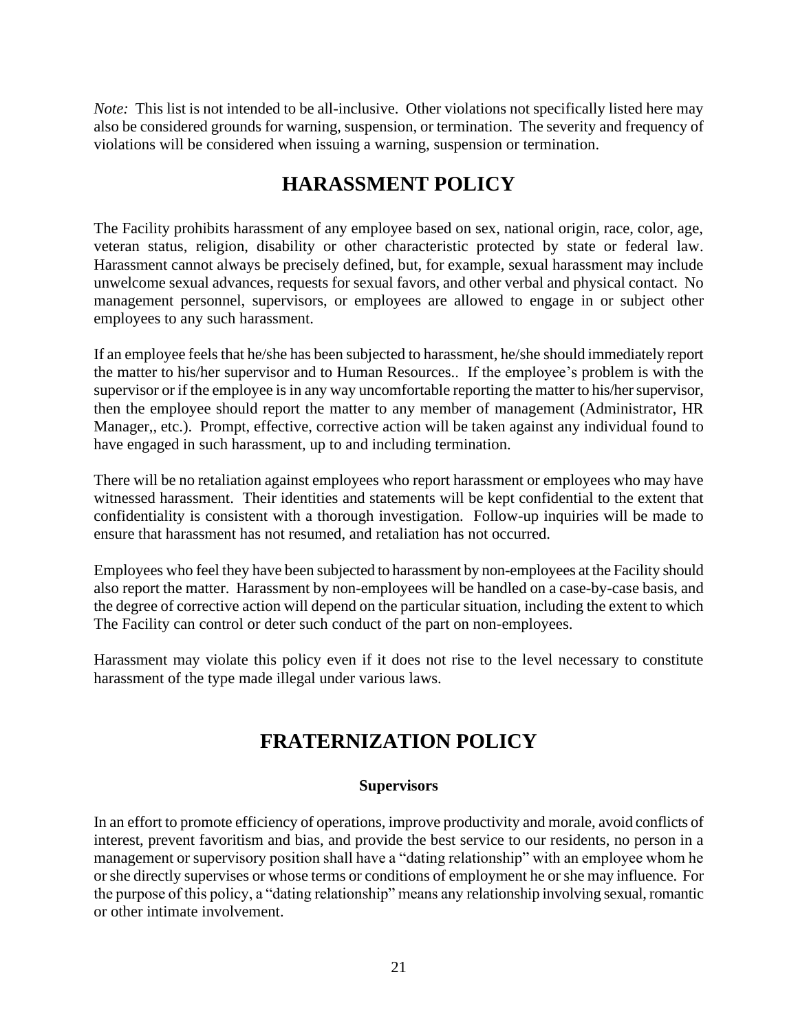*Note:* This list is not intended to be all-inclusive. Other violations not specifically listed here may also be considered grounds for warning, suspension, or termination. The severity and frequency of violations will be considered when issuing a warning, suspension or termination.

# HARASSMENT POLICY

The Facility prohibits harassment of any employee based on sex, national origin, race, color, age, veteran status, religion, disability or other characteristic protected by state or federal law. Harassment cannot always be precisely defined, but, for example, sexual harassment may include unwelcome sexual advances, requests for sexual favors, and other verbal and physical contact. No management personnel, supervisors, or employees are allowed to engage in or subject other employees to any such harassment.

If an employee feels that he/she has been subjected to harassment, he/she should immediately report the matter to his/her supervisor and to Human Resources.. If the employee's problem is with the supervisor or if the employee is in any way uncomfortable reporting the matter to his/her supervisor, then the employee should report the matter to any member of management (Administrator, HR Manager,, etc.). Prompt, effective, corrective action will be taken against any individual found to have engaged in such harassment, up to and including termination.

There will be no retaliation against employees who report harassment or employees who may have witnessed harassment. Their identities and statements will be kept confidential to the extent that confidentiality is consistent with a thorough investigation. Follow-up inquiries will be made to ensure that harassment has not resumed, and retaliation has not occurred.

Employees who feel they have been subjected to harassment by non-employees at the Facility should also report the matter. Harassment by non-employees will be handled on a case-by-case basis, and the degree of corrective action will depend on the particular situation, including the extent to which The Facility can control or deter such conduct of the part on non-employees.

Harassment may violate this policy even if it does not rise to the level necessary to constitute harassment of the type made illegal under various laws.

# FRATERNIZATION POLICY

### Supervisors

In an effort to promote efficiency of operations, improve productivity and morale, avoid conflicts of interest, prevent favoritism and bias, and provide the best service to our residents, no person in a management or supervisory position shall have a "dating relationship" with an employee whom he or she directly supervises or whose terms or conditions of employment he or she may influence. For the purpose of this policy, a "dating relationship" means any relationship involving sexual, romantic or other intimate involvement.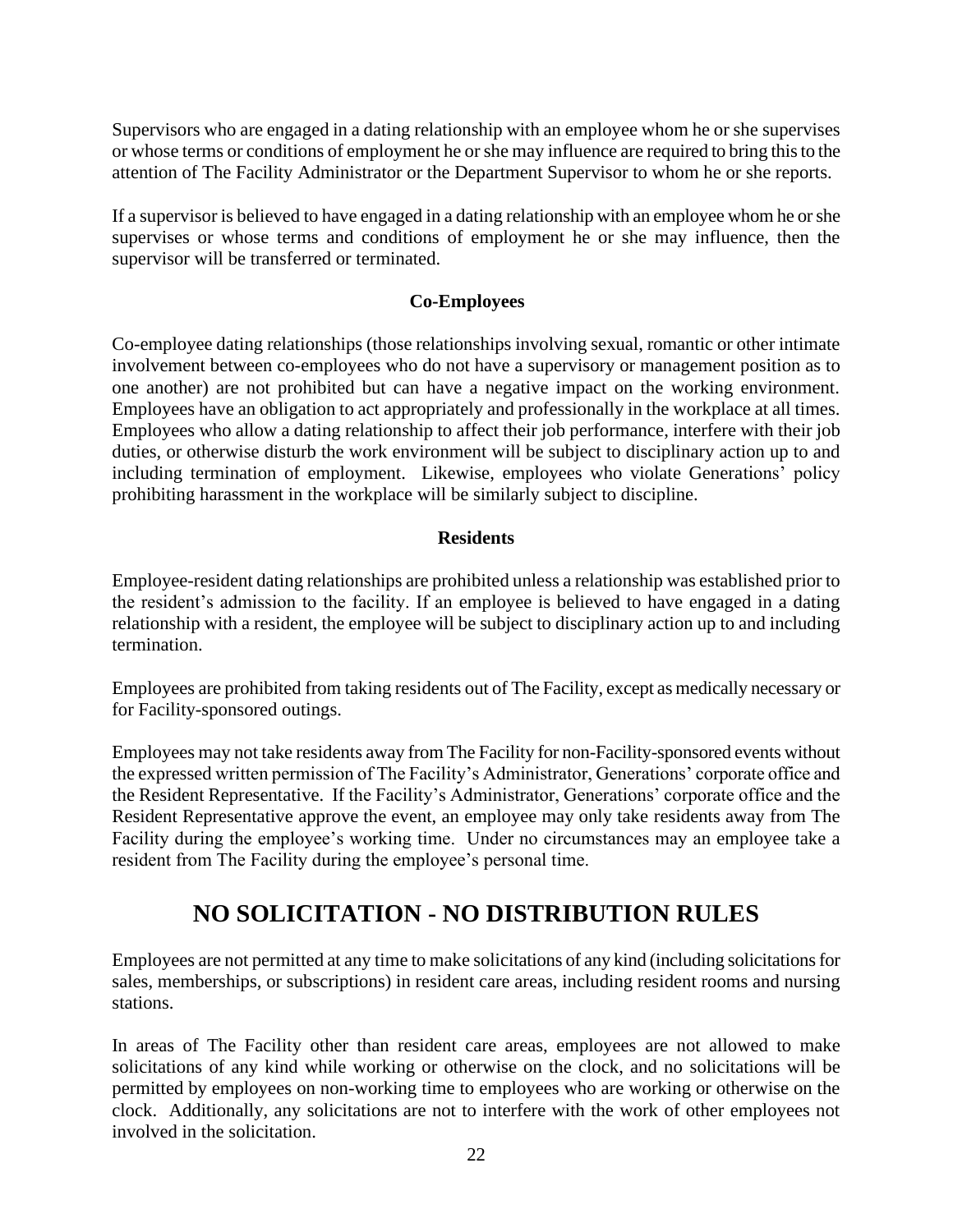Supervisors who are engaged in a dating relationship with an employee whom he or she supervises or whose terms or conditions of employment he or she may influence are required to bring this to the attention of The Facility Administrator or the Department Supervisor to whom he or she reports.

If a supervisor is believed to have engaged in a dating relationship with an employee whom he or she supervises or whose terms and conditions of employment he or she may influence, then the supervisor will be transferred or terminated.

### Co-Employees

Co-employee dating relationships (those relationships involving sexual, romantic or other intimate involvement between co-employees who do not have a supervisory or management position as to one another) are not prohibited but can have a negative impact on the working environment. Employees have an obligation to act appropriately and professionally in the workplace at all times. Employees who allow a dating relationship to affect their job performance, interfere with their job duties, or otherwise disturb the work environment will be subject to disciplinary action up to and including termination of employment. Likewise, employees who violate Generations' policy prohibiting harassment in the workplace will be similarly subject to discipline.

### Residents

Employee-resident dating relationships are prohibited unless a relationship was established prior to the resident's admission to the facility. If an employee is believed to have engaged in a dating relationship with a resident, the employee will be subject to disciplinary action up to and including termination.

Employees are prohibited from taking residents out of The Facility, except as medically necessary or for Facility-sponsored outings.

Employees may not take residents away from The Facility for non-Facility-sponsored events without the expressed written permission of The Facility's Administrator, Generations' corporate office and the Resident Representative. If the Facility's Administrator, Generations' corporate office and the Resident Representative approve the event, an employee may only take residents away from The Facility during the employee's working time. Under no circumstances may an employee take a resident from The Facility during the employee's personal time.

## NO SOLICITATION - NO DISTRIBUTION RULES

Employees are not permitted at any time to make solicitations of any kind (including solicitations for sales, memberships, or subscriptions) in resident care areas, including resident rooms and nursing stations.

In areas of The Facility other than resident care areas, employees are not allowed to make solicitations of any kind while working or otherwise on the clock, and no solicitations will be permitted by employees on non-working time to employees who are working or otherwise on the clock. Additionally, any solicitations are not to interfere with the work of other employees not involved in the solicitation.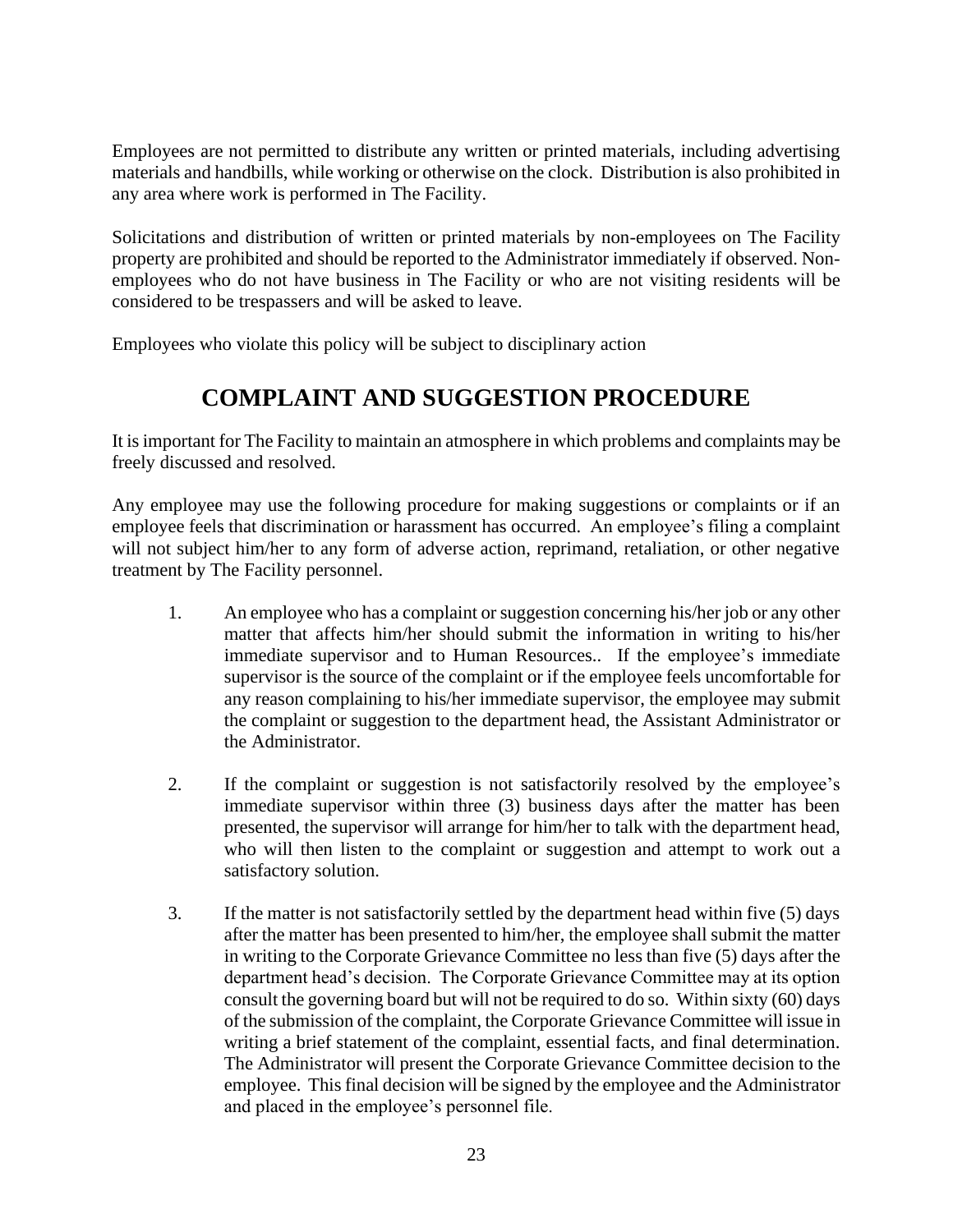Employees are not permitted to distribute any written or printed materials, including advertising materials and handbills, while working or otherwise on the clock. Distribution is also prohibited in any area where work is performed in The Facility.

Solicitations and distribution of written or printed materials by non-employees on The Facility property are prohibited and should be reported to the Administrator immediately if observed. Non-employees who do not have business in The Facility or who are not visiting residents will be considered to be trespassers and will be asked to leave.

Employees who violate this policy will be subject to disciplinary action

## COMPLAINT AND SUGGESTION PROCEDURE

It is important for The Facility to maintain an atmosphere in which problems and complaints may be freely discussed and resolved.

Any employee may use the following procedure for making suggestions or complaints or if an employee feels that discrimination or harassment has occurred. An employee's filing a complaint will not subject him/her to any form of adverse action, reprimand, retaliation, or other negative treatment by The Facility personnel.

1. An employee who has a complaint or suggestion concerning his/her job or any other matter that affects him/her should submit the information in writing to his/her immediate supervisor and to Human Resources.. If the employee's immediate supervisor is the source of the complaint or if the employee feels uncomfortable for any reason complaining to his/her immediate supervisor, the employee may submit the complaint or suggestion to the department head, the Assistant Administrator or the Administrator.

2. If the complaint or suggestion is not satisfactorily resolved by the employee's immediate supervisor within three (3) business days after the matter has been presented, the supervisor will arrange for him/her to talk with the department head, who will then listen to the complaint or suggestion and attempt to work out a satisfactory solution.

3. If the matter is not satisfactorily settled by the department head within five (5) days after the matter has been presented to him/her, the employee shall submit the matter in writing to the Corporate Grievance Committee no less than five (5) days after the department head's decision. The Corporate Grievance Committee may at its option consult the governing board but will not be required to do so. Within sixty (60) days of the submission of the complaint, the Corporate Grievance Committee will issue in writing a brief statement of the complaint, essential facts, and final determination. The Administrator will present the Corporate Grievance Committee decision to the employee. This final decision will be signed by the employee and the Administrator and placed in the employee's personnel file.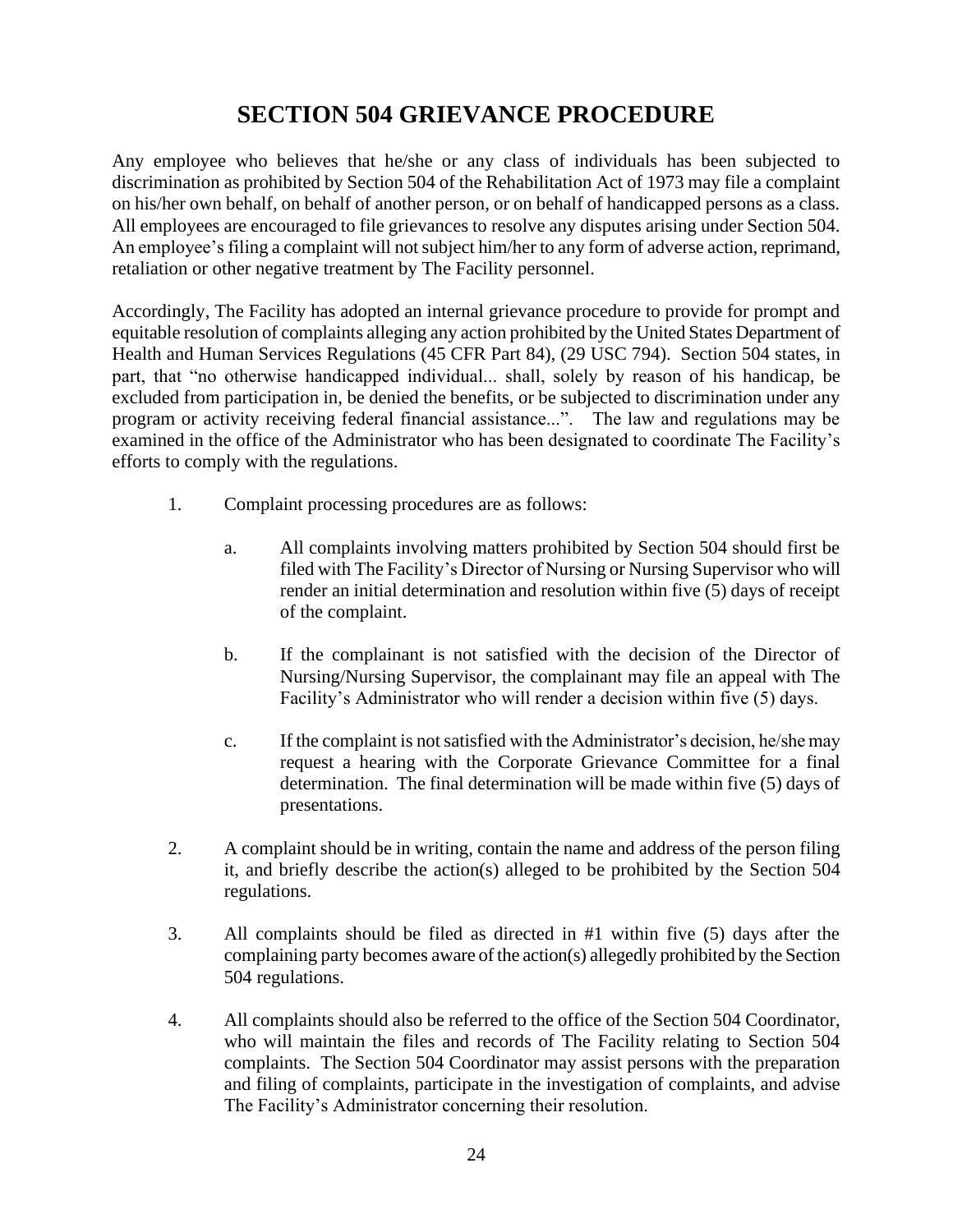# SECTION 504 GRIEVANCE PROCEDURE

Any employee who believes that he/she or any class of individuals has been subjected to discrimination as prohibited by Section 504 of the Rehabilitation Act of 1973 may file a complaint on his/her own behalf, on behalf of another person, or on behalf of handicapped persons as a class. All employees are encouraged to file grievances to resolve any disputes arising under Section 504. An employee's filing a complaint will not subject him/her to any form of adverse action, reprimand, retaliation or other negative treatment by The Facility personnel.

Accordingly, The Facility has adopted an internal grievance procedure to provide for prompt and equitable resolution of complaints alleging any action prohibited by the United States Department of Health and Human Services Regulations (45 CFR Part 84), (29 USC 794). Section 504 states, in part, that "no otherwise handicapped individual... shall, solely by reason of his handicap, be excluded from participation in, be denied the benefits, or be subjected to discrimination under any program or activity receiving federal financial assistance...". The law and regulations may be examined in the office of the Administrator who has been designated to coordinate The Facility's efforts to comply with the regulations.

1. Complaint processing procedures are as follows:

    a. All complaints involving matters prohibited by Section 504 should first be filed with The Facility's Director of Nursing or Nursing Supervisor who will render an initial determination and resolution within five (5) days of receipt of the complaint.

    b. If the complainant is not satisfied with the decision of the Director of Nursing/Nursing Supervisor, the complainant may file an appeal with The Facility's Administrator who will render a decision within five (5) days.

    c. If the complaint is not satisfied with the Administrator's decision, he/she may request a hearing with the Corporate Grievance Committee for a final determination. The final determination will be made within five (5) days of presentations.

2. A complaint should be in writing, contain the name and address of the person filing it, and briefly describe the action(s) alleged to be prohibited by the Section 504 regulations.

3. All complaints should be filed as directed in #1 within five (5) days after the complaining party becomes aware of the action(s) allegedly prohibited by the Section 504 regulations.

4. All complaints should also be referred to the office of the Section 504 Coordinator, who will maintain the files and records of The Facility relating to Section 504 complaints. The Section 504 Coordinator may assist persons with the preparation and filing of complaints, participate in the investigation of complaints, and advise The Facility's Administrator concerning their resolution.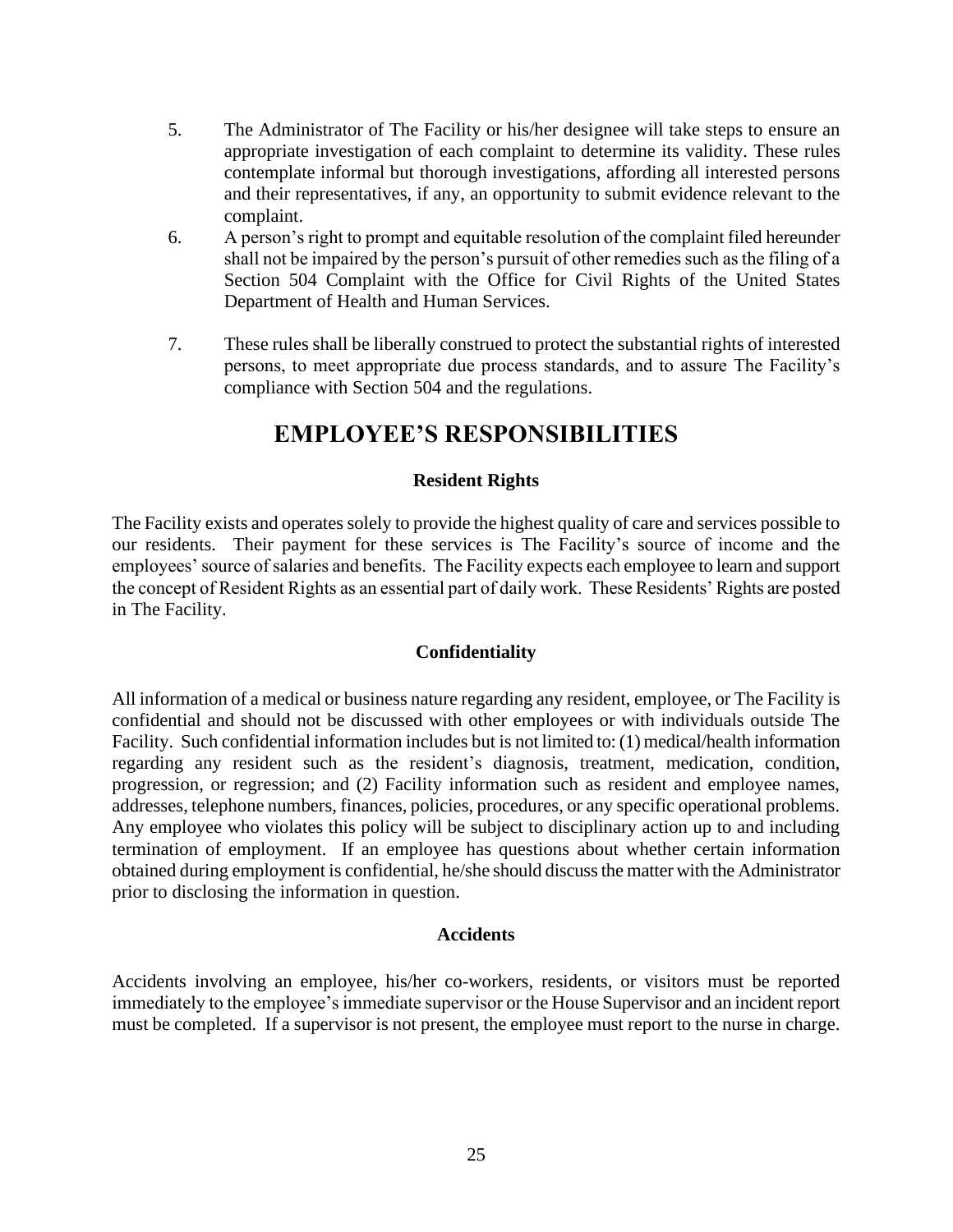5. The Administrator of The Facility or his/her designee will take steps to ensure an appropriate investigation of each complaint to determine its validity. These rules contemplate informal but thorough investigations, affording all interested persons and their representatives, if any, an opportunity to submit evidence relevant to the complaint.
6. A person's right to prompt and equitable resolution of the complaint filed hereunder shall not be impaired by the person's pursuit of other remedies such as the filing of a Section 504 Complaint with the Office for Civil Rights of the United States Department of Health and Human Services.
7. These rules shall be liberally construed to protect the substantial rights of interested persons, to meet appropriate due process standards, and to assure The Facility's compliance with Section 504 and the regulations.

# EMPLOYEE'S RESPONSIBILITIES

### Resident Rights

The Facility exists and operates solely to provide the highest quality of care and services possible to our residents. Their payment for these services is The Facility's source of income and the employees' source of salaries and benefits. The Facility expects each employee to learn and support the concept of Resident Rights as an essential part of daily work. These Residents' Rights are posted in The Facility.

### Confidentiality

All information of a medical or business nature regarding any resident, employee, or The Facility is confidential and should not be discussed with other employees or with individuals outside The Facility. Such confidential information includes but is not limited to: (1) medical/health information regarding any resident such as the resident's diagnosis, treatment, medication, condition, progression, or regression; and (2) Facility information such as resident and employee names, addresses, telephone numbers, finances, policies, procedures, or any specific operational problems. Any employee who violates this policy will be subject to disciplinary action up to and including termination of employment. If an employee has questions about whether certain information obtained during employment is confidential, he/she should discuss the matter with the Administrator prior to disclosing the information in question.

### Accidents

Accidents involving an employee, his/her co-workers, residents, or visitors must be reported immediately to the employee's immediate supervisor or the House Supervisor and an incident report must be completed. If a supervisor is not present, the employee must report to the nurse in charge.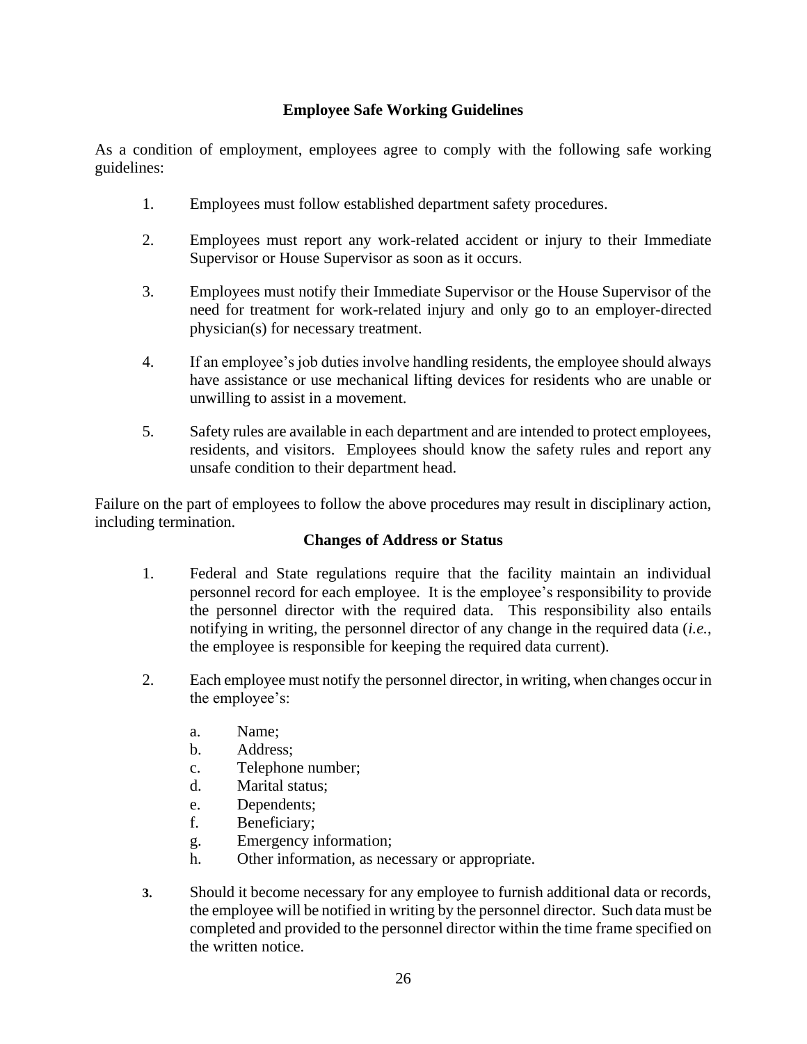## Employee Safe Working Guidelines

As a condition of employment, employees agree to comply with the following safe working guidelines:

1. Employees must follow established department safety procedures.

2. Employees must report any work-related accident or injury to their Immediate Supervisor or House Supervisor as soon as it occurs.

3. Employees must notify their Immediate Supervisor or the House Supervisor of the need for treatment for work-related injury and only go to an employer-directed physician(s) for necessary treatment.

4. If an employee's job duties involve handling residents, the employee should always have assistance or use mechanical lifting devices for residents who are unable or unwilling to assist in a movement.

5. Safety rules are available in each department and are intended to protect employees, residents, and visitors. Employees should know the safety rules and report any unsafe condition to their department head.

Failure on the part of employees to follow the above procedures may result in disciplinary action, including termination.

## Changes of Address or Status

1. Federal and State regulations require that the facility maintain an individual personnel record for each employee. It is the employee's responsibility to provide the personnel director with the required data. This responsibility also entails notifying in writing, the personnel director of any change in the required data (*i.e.*, the employee is responsible for keeping the required data current).

2. Each employee must notify the personnel director, in writing, when changes occur in the employee's:

   a. Name;
   b. Address;
   c. Telephone number;
   d. Marital status;
   e. Dependents;
   f. Beneficiary;
   g. Emergency information;
   h. Other information, as necessary or appropriate.

3. Should it become necessary for any employee to furnish additional data or records, the employee will be notified in writing by the personnel director. Such data must be completed and provided to the personnel director within the time frame specified on the written notice.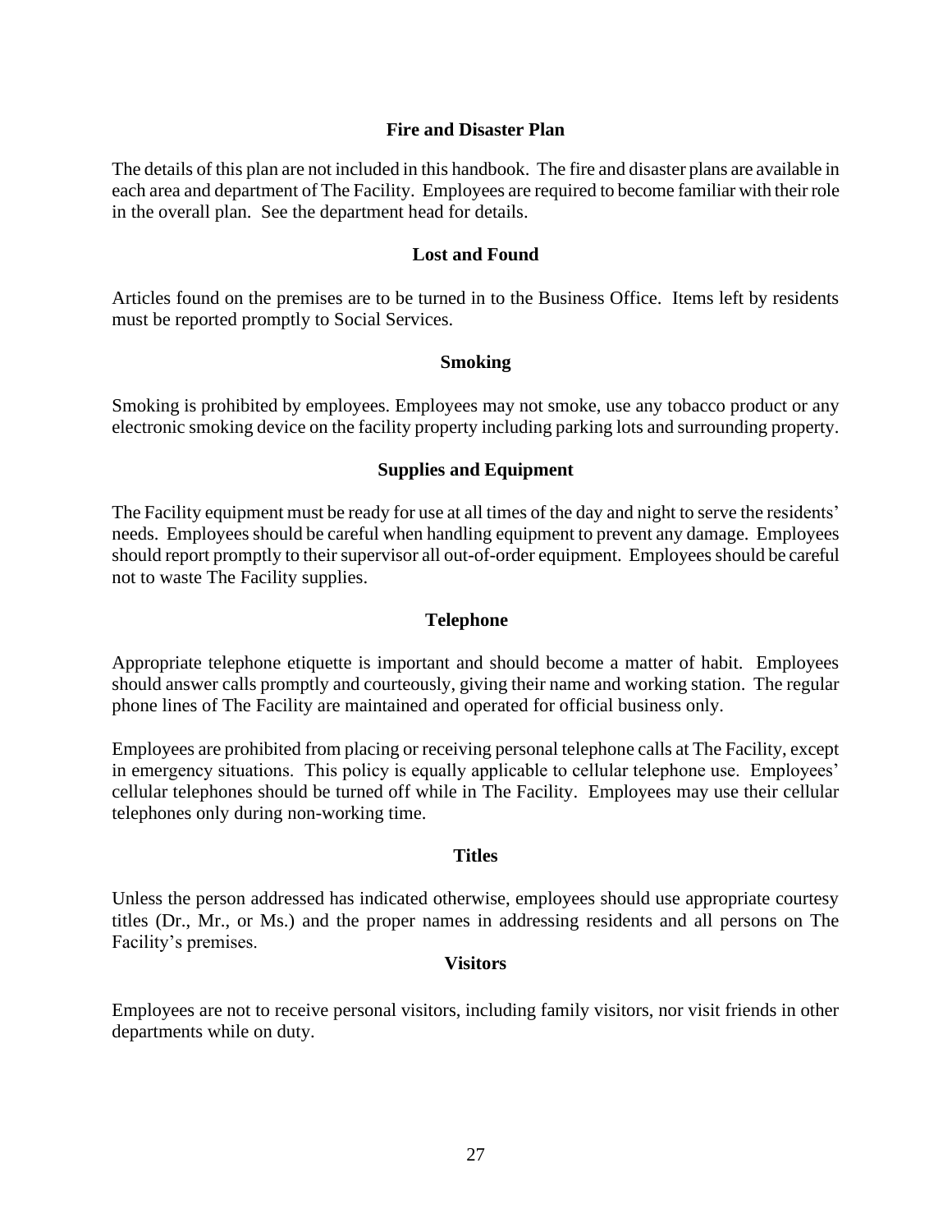### Fire and Disaster Plan

The details of this plan are not included in this handbook. The fire and disaster plans are available in each area and department of The Facility. Employees are required to become familiar with their role in the overall plan. See the department head for details.

### Lost and Found

Articles found on the premises are to be turned in to the Business Office. Items left by residents must be reported promptly to Social Services.

### Smoking

Smoking is prohibited by employees. Employees may not smoke, use any tobacco product or any electronic smoking device on the facility property including parking lots and surrounding property.

### Supplies and Equipment

The Facility equipment must be ready for use at all times of the day and night to serve the residents' needs. Employees should be careful when handling equipment to prevent any damage. Employees should report promptly to their supervisor all out-of-order equipment. Employees should be careful not to waste The Facility supplies.

### Telephone

Appropriate telephone etiquette is important and should become a matter of habit. Employees should answer calls promptly and courteously, giving their name and working station. The regular phone lines of The Facility are maintained and operated for official business only.

Employees are prohibited from placing or receiving personal telephone calls at The Facility, except in emergency situations. This policy is equally applicable to cellular telephone use. Employees' cellular telephones should be turned off while in The Facility. Employees may use their cellular telephones only during non-working time.

### Titles

Unless the person addressed has indicated otherwise, employees should use appropriate courtesy titles (Dr., Mr., or Ms.) and the proper names in addressing residents and all persons on The Facility's premises.

### Visitors

Employees are not to receive personal visitors, including family visitors, nor visit friends in other departments while on duty.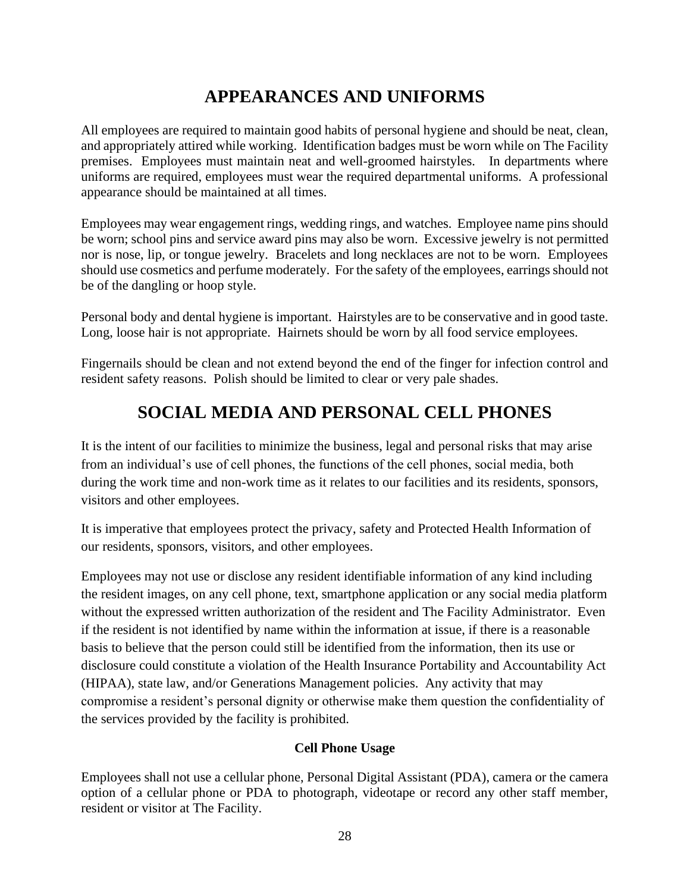# APPEARANCES AND UNIFORMS

All employees are required to maintain good habits of personal hygiene and should be neat, clean, and appropriately attired while working. Identification badges must be worn while on The Facility premises. Employees must maintain neat and well-groomed hairstyles. In departments where uniforms are required, employees must wear the required departmental uniforms. A professional appearance should be maintained at all times.

Employees may wear engagement rings, wedding rings, and watches. Employee name pins should be worn; school pins and service award pins may also be worn. Excessive jewelry is not permitted nor is nose, lip, or tongue jewelry. Bracelets and long necklaces are not to be worn. Employees should use cosmetics and perfume moderately. For the safety of the employees, earrings should not be of the dangling or hoop style.

Personal body and dental hygiene is important. Hairstyles are to be conservative and in good taste. Long, loose hair is not appropriate. Hairnets should be worn by all food service employees.

Fingernails should be clean and not extend beyond the end of the finger for infection control and resident safety reasons. Polish should be limited to clear or very pale shades.

# SOCIAL MEDIA AND PERSONAL CELL PHONES

It is the intent of our facilities to minimize the business, legal and personal risks that may arise from an individual's use of cell phones, the functions of the cell phones, social media, both during the work time and non-work time as it relates to our facilities and its residents, sponsors, visitors and other employees.

It is imperative that employees protect the privacy, safety and Protected Health Information of our residents, sponsors, visitors, and other employees.

Employees may not use or disclose any resident identifiable information of any kind including the resident images, on any cell phone, text, smartphone application or any social media platform without the expressed written authorization of the resident and The Facility Administrator. Even if the resident is not identified by name within the information at issue, if there is a reasonable basis to believe that the person could still be identified from the information, then its use or disclosure could constitute a violation of the Health Insurance Portability and Accountability Act (HIPAA), state law, and/or Generations Management policies. Any activity that may compromise a resident's personal dignity or otherwise make them question the confidentiality of the services provided by the facility is prohibited.

### Cell Phone Usage

Employees shall not use a cellular phone, Personal Digital Assistant (PDA), camera or the camera option of a cellular phone or PDA to photograph, videotape or record any other staff member, resident or visitor at The Facility.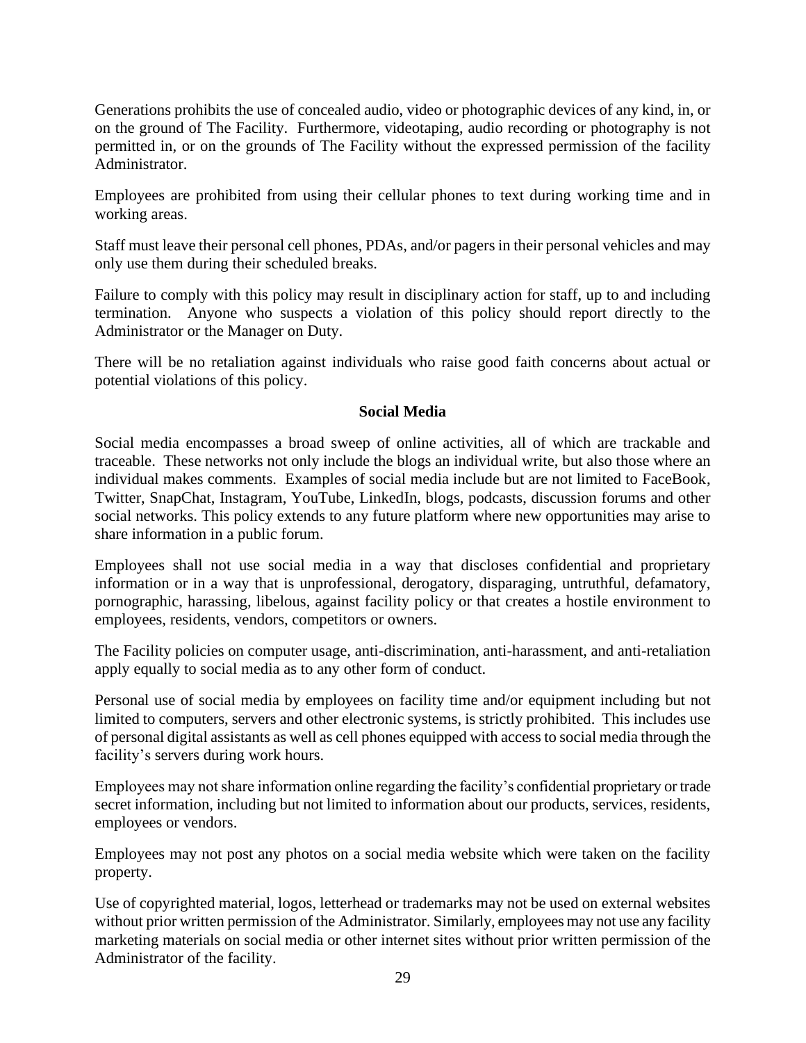Generations prohibits the use of concealed audio, video or photographic devices of any kind, in, or on the ground of The Facility. Furthermore, videotaping, audio recording or photography is not permitted in, or on the grounds of The Facility without the expressed permission of the facility Administrator.

Employees are prohibited from using their cellular phones to text during working time and in working areas.

Staff must leave their personal cell phones, PDAs, and/or pagers in their personal vehicles and may only use them during their scheduled breaks.

Failure to comply with this policy may result in disciplinary action for staff, up to and including termination. Anyone who suspects a violation of this policy should report directly to the Administrator or the Manager on Duty.

There will be no retaliation against individuals who raise good faith concerns about actual or potential violations of this policy.

## Social Media

Social media encompasses a broad sweep of online activities, all of which are trackable and traceable. These networks not only include the blogs an individual write, but also those where an individual makes comments. Examples of social media include but are not limited to FaceBook, Twitter, SnapChat, Instagram, YouTube, LinkedIn, blogs, podcasts, discussion forums and other social networks. This policy extends to any future platform where new opportunities may arise to share information in a public forum.

Employees shall not use social media in a way that discloses confidential and proprietary information or in a way that is unprofessional, derogatory, disparaging, untruthful, defamatory, pornographic, harassing, libelous, against facility policy or that creates a hostile environment to employees, residents, vendors, competitors or owners.

The Facility policies on computer usage, anti-discrimination, anti-harassment, and anti-retaliation apply equally to social media as to any other form of conduct.

Personal use of social media by employees on facility time and/or equipment including but not limited to computers, servers and other electronic systems, is strictly prohibited. This includes use of personal digital assistants as well as cell phones equipped with access to social media through the facility's servers during work hours.

Employees may not share information online regarding the facility's confidential proprietary or trade secret information, including but not limited to information about our products, services, residents, employees or vendors.

Employees may not post any photos on a social media website which were taken on the facility property.

Use of copyrighted material, logos, letterhead or trademarks may not be used on external websites without prior written permission of the Administrator. Similarly, employees may not use any facility marketing materials on social media or other internet sites without prior written permission of the Administrator of the facility.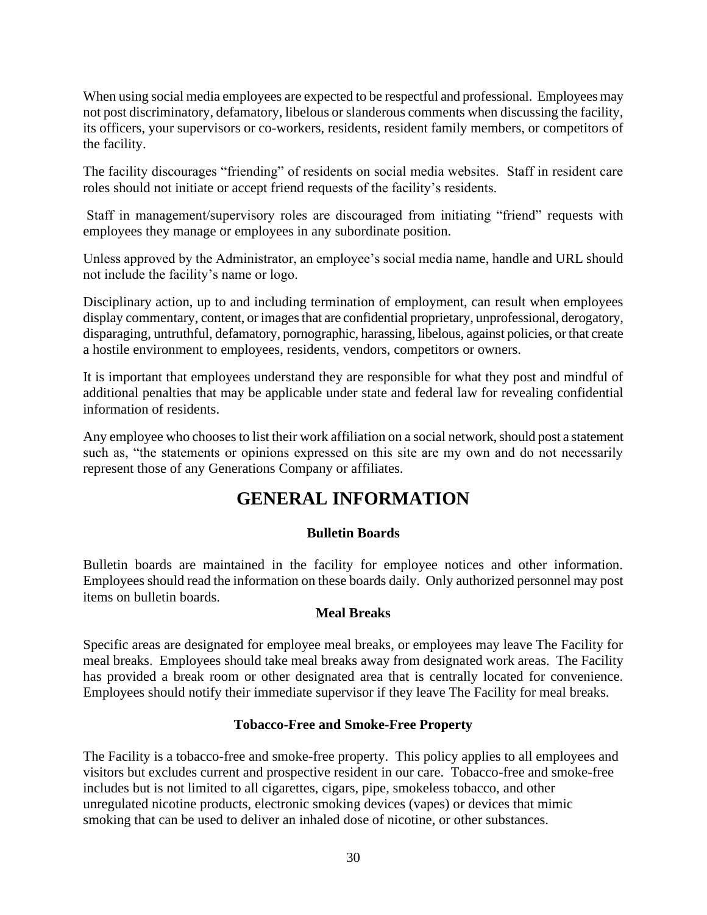When using social media employees are expected to be respectful and professional. Employees may not post discriminatory, defamatory, libelous or slanderous comments when discussing the facility, its officers, your supervisors or co-workers, residents, resident family members, or competitors of the facility.

The facility discourages "friending" of residents on social media websites. Staff in resident care roles should not initiate or accept friend requests of the facility's residents.

Staff in management/supervisory roles are discouraged from initiating "friend" requests with employees they manage or employees in any subordinate position.

Unless approved by the Administrator, an employee's social media name, handle and URL should not include the facility's name or logo.

Disciplinary action, up to and including termination of employment, can result when employees display commentary, content, or images that are confidential proprietary, unprofessional, derogatory, disparaging, untruthful, defamatory, pornographic, harassing, libelous, against policies, or that create a hostile environment to employees, residents, vendors, competitors or owners.

It is important that employees understand they are responsible for what they post and mindful of additional penalties that may be applicable under state and federal law for revealing confidential information of residents.

Any employee who chooses to list their work affiliation on a social network, should post a statement such as, "the statements or opinions expressed on this site are my own and do not necessarily represent those of any Generations Company or affiliates.

# GENERAL INFORMATION

### Bulletin Boards

Bulletin boards are maintained in the facility for employee notices and other information. Employees should read the information on these boards daily. Only authorized personnel may post items on bulletin boards.

### Meal Breaks

Specific areas are designated for employee meal breaks, or employees may leave The Facility for meal breaks. Employees should take meal breaks away from designated work areas. The Facility has provided a break room or other designated area that is centrally located for convenience. Employees should notify their immediate supervisor if they leave The Facility for meal breaks.

### Tobacco-Free and Smoke-Free Property

The Facility is a tobacco-free and smoke-free property. This policy applies to all employees and visitors but excludes current and prospective resident in our care. Tobacco-free and smoke-free includes but is not limited to all cigarettes, cigars, pipe, smokeless tobacco, and other unregulated nicotine products, electronic smoking devices (vapes) or devices that mimic smoking that can be used to deliver an inhaled dose of nicotine, or other substances.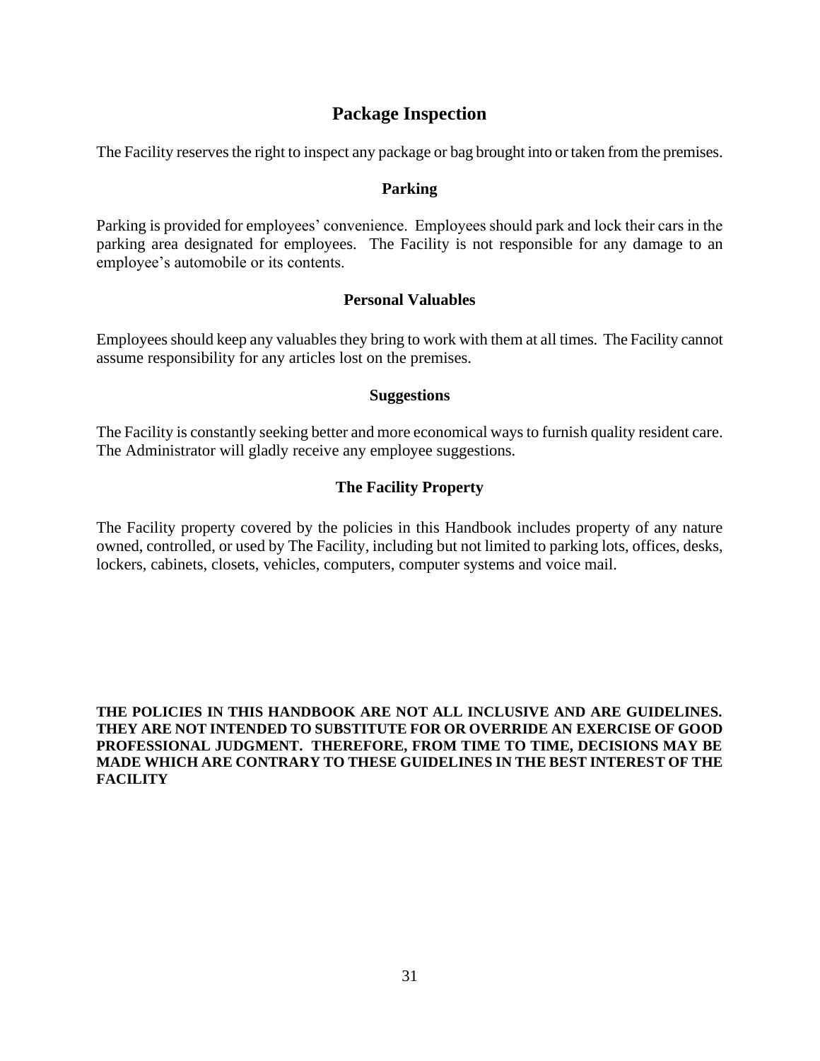## Package Inspection

The Facility reserves the right to inspect any package or bag brought into or taken from the premises.

### Parking

Parking is provided for employees' convenience. Employees should park and lock their cars in the parking area designated for employees. The Facility is not responsible for any damage to an employee's automobile or its contents.

### Personal Valuables

Employees should keep any valuables they bring to work with them at all times. The Facility cannot assume responsibility for any articles lost on the premises.

### Suggestions

The Facility is constantly seeking better and more economical ways to furnish quality resident care. The Administrator will gladly receive any employee suggestions.

### The Facility Property

The Facility property covered by the policies in this Handbook includes property of any nature owned, controlled, or used by The Facility, including but not limited to parking lots, offices, desks, lockers, cabinets, closets, vehicles, computers, computer systems and voice mail.

**THE POLICIES IN THIS HANDBOOK ARE NOT ALL INCLUSIVE AND ARE GUIDELINES. THEY ARE NOT INTENDED TO SUBSTITUTE FOR OR OVERRIDE AN EXERCISE OF GOOD PROFESSIONAL JUDGMENT. THEREFORE, FROM TIME TO TIME, DECISIONS MAY BE MADE WHICH ARE CONTRARY TO THESE GUIDELINES IN THE BEST INTEREST OF THE FACILITY**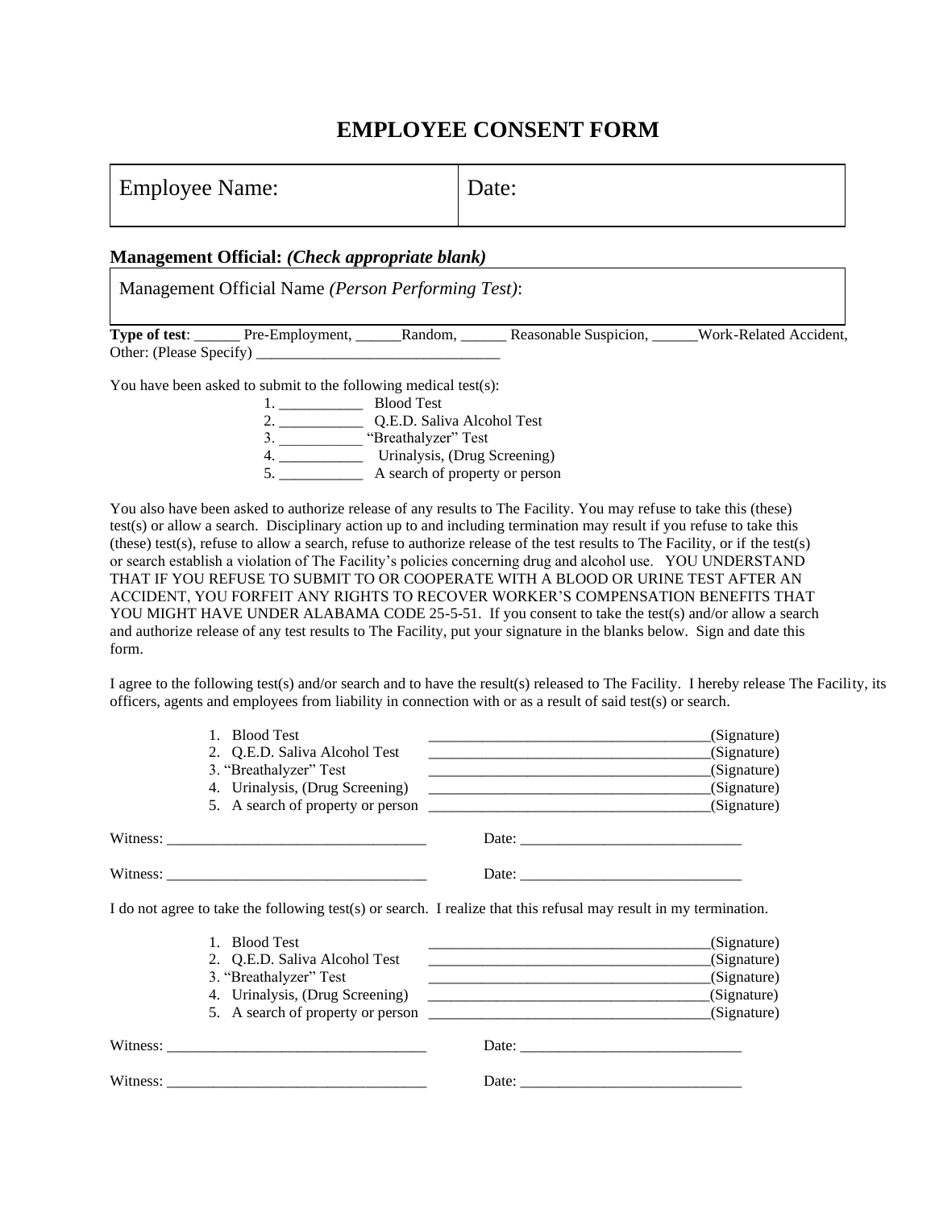# EMPLOYEE CONSENT FORM

| Employee Name: | Date: |
|---|---|

**Management Official:** ***(Check appropriate blank)***

| Management Official Name *(Person Performing Test)*: |
|---|

**Type of test**: ______ Pre-Employment, ______Random, ______ Reasonable Suspicion, ______Work-Related Accident, Other: (Please Specify) ________________________________

You have been asked to submit to the following medical test(s):

1. ___________ Blood Test
2. ___________ Q.E.D. Saliva Alcohol Test
3. ___________ "Breathalyzer" Test
4. ___________ Urinalysis, (Drug Screening)
5. ___________ A search of property or person

You also have been asked to authorize release of any results to The Facility. You may refuse to take this (these) test(s) or allow a search. Disciplinary action up to and including termination may result if you refuse to take this (these) test(s), refuse to allow a search, refuse to authorize release of the test results to The Facility, or if the test(s) or search establish a violation of The Facility's policies concerning drug and alcohol use. YOU UNDERSTAND THAT IF YOU REFUSE TO SUBMIT TO OR COOPERATE WITH A BLOOD OR URINE TEST AFTER AN ACCIDENT, YOU FORFEIT ANY RIGHTS TO RECOVER WORKER'S COMPENSATION BENEFITS THAT YOU MIGHT HAVE UNDER ALABAMA CODE 25-5-51. If you consent to take the test(s) and/or allow a search and authorize release of any test results to The Facility, put your signature in the blanks below. Sign and date this form.

I agree to the following test(s) and/or search and to have the result(s) released to The Facility. I hereby release The Facility, its officers, agents and employees from liability in connection with or as a result of said test(s) or search.

1. Blood Test _____________________________________(Signature)
2. Q.E.D. Saliva Alcohol Test _____________________________________(Signature)
3. "Breathalyzer" Test _____________________________________(Signature)
4. Urinalysis, (Drug Screening) _____________________________________(Signature)
5. A search of property or person _____________________________________(Signature)

Witness: __________________________________ Date: _____________________________

Witness: __________________________________ Date: _____________________________

I do not agree to take the following test(s) or search. I realize that this refusal may result in my termination.

1. Blood Test _____________________________________(Signature)
2. Q.E.D. Saliva Alcohol Test _____________________________________(Signature)
3. "Breathalyzer" Test _____________________________________(Signature)
4. Urinalysis, (Drug Screening) _____________________________________(Signature)
5. A search of property or person _____________________________________(Signature)

Witness: __________________________________ Date: _____________________________

Witness: __________________________________ Date: _____________________________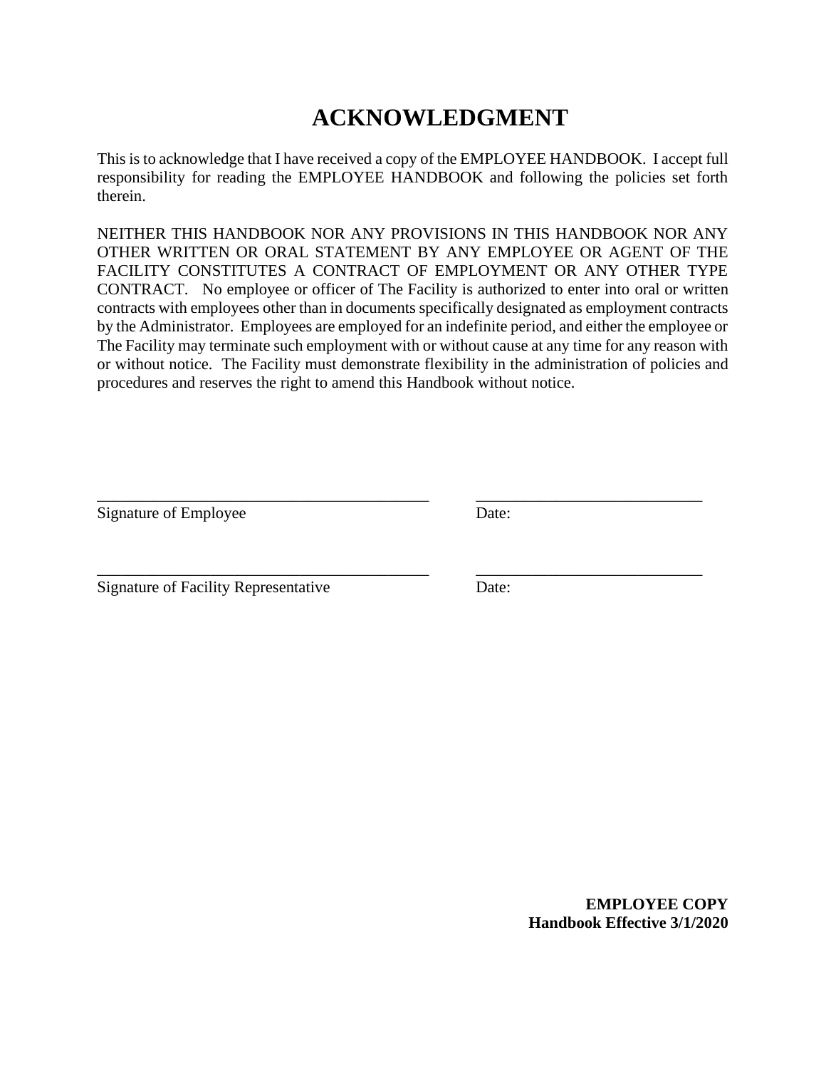# ACKNOWLEDGMENT

This is to acknowledge that I have received a copy of the EMPLOYEE HANDBOOK. I accept full responsibility for reading the EMPLOYEE HANDBOOK and following the policies set forth therein.

NEITHER THIS HANDBOOK NOR ANY PROVISIONS IN THIS HANDBOOK NOR ANY OTHER WRITTEN OR ORAL STATEMENT BY ANY EMPLOYEE OR AGENT OF THE FACILITY CONSTITUTES A CONTRACT OF EMPLOYMENT OR ANY OTHER TYPE CONTRACT. No employee or officer of The Facility is authorized to enter into oral or written contracts with employees other than in documents specifically designated as employment contracts by the Administrator. Employees are employed for an indefinite period, and either the employee or The Facility may terminate such employment with or without cause at any time for any reason with or without notice. The Facility must demonstrate flexibility in the administration of policies and procedures and reserves the right to amend this Handbook without notice.

\_\_\_\_\_\_\_\_\_\_\_\_\_\_\_\_\_\_\_\_\_\_\_\_\_\_\_\_\_\_\_\_\_\_\_\_\_\_\_\_\_\_ \_\_\_\_\_\_\_\_\_\_\_\_\_\_\_\_\_\_\_\_\_\_\_\_\_\_\_\_\_\_

Signature of Employee Date:

\_\_\_\_\_\_\_\_\_\_\_\_\_\_\_\_\_\_\_\_\_\_\_\_\_\_\_\_\_\_\_\_\_\_\_\_\_\_\_\_\_\_ \_\_\_\_\_\_\_\_\_\_\_\_\_\_\_\_\_\_\_\_\_\_\_\_\_\_\_\_\_\_

Signature of Facility Representative Date:

**EMPLOYEE COPY**
**Handbook Effective 3/1/2020**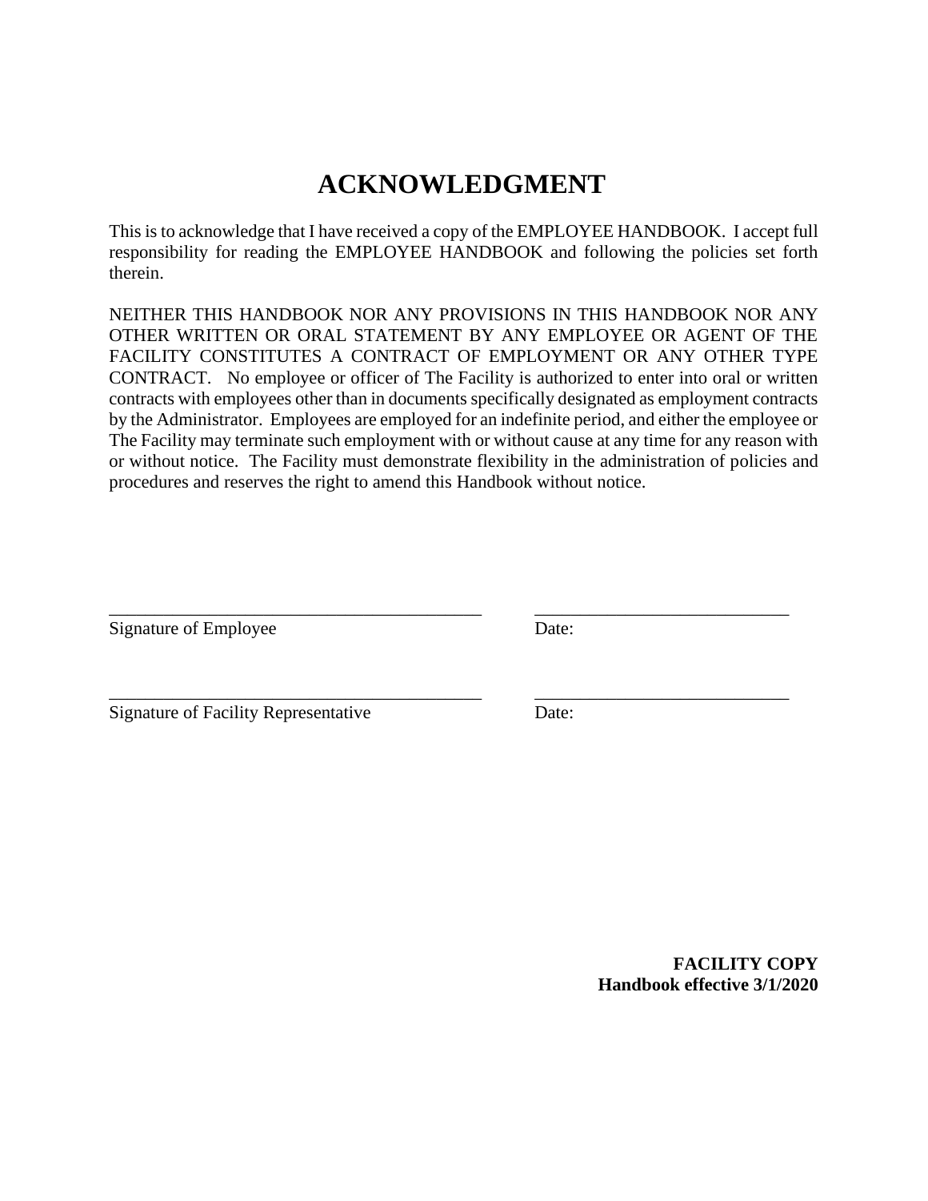# ACKNOWLEDGMENT

This is to acknowledge that I have received a copy of the EMPLOYEE HANDBOOK. I accept full responsibility for reading the EMPLOYEE HANDBOOK and following the policies set forth therein.

NEITHER THIS HANDBOOK NOR ANY PROVISIONS IN THIS HANDBOOK NOR ANY OTHER WRITTEN OR ORAL STATEMENT BY ANY EMPLOYEE OR AGENT OF THE FACILITY CONSTITUTES A CONTRACT OF EMPLOYMENT OR ANY OTHER TYPE CONTRACT. No employee or officer of The Facility is authorized to enter into oral or written contracts with employees other than in documents specifically designated as employment contracts by the Administrator. Employees are employed for an indefinite period, and either the employee or The Facility may terminate such employment with or without cause at any time for any reason with or without notice. The Facility must demonstrate flexibility in the administration of policies and procedures and reserves the right to amend this Handbook without notice.

\_\_\_\_\_\_\_\_\_\_\_\_\_\_\_\_\_\_\_\_\_\_\_\_\_\_\_\_\_\_\_\_\_\_\_\_\_\_\_\_ \_\_\_\_\_\_\_\_\_\_\_\_\_\_\_\_\_\_\_\_\_\_\_\_\_\_\_\_

Signature of Employee Date:

\_\_\_\_\_\_\_\_\_\_\_\_\_\_\_\_\_\_\_\_\_\_\_\_\_\_\_\_\_\_\_\_\_\_\_\_\_\_\_\_ \_\_\_\_\_\_\_\_\_\_\_\_\_\_\_\_\_\_\_\_\_\_\_\_\_\_\_\_

Signature of Facility Representative Date:

**FACILITY COPY**
**Handbook effective 3/1/2020**